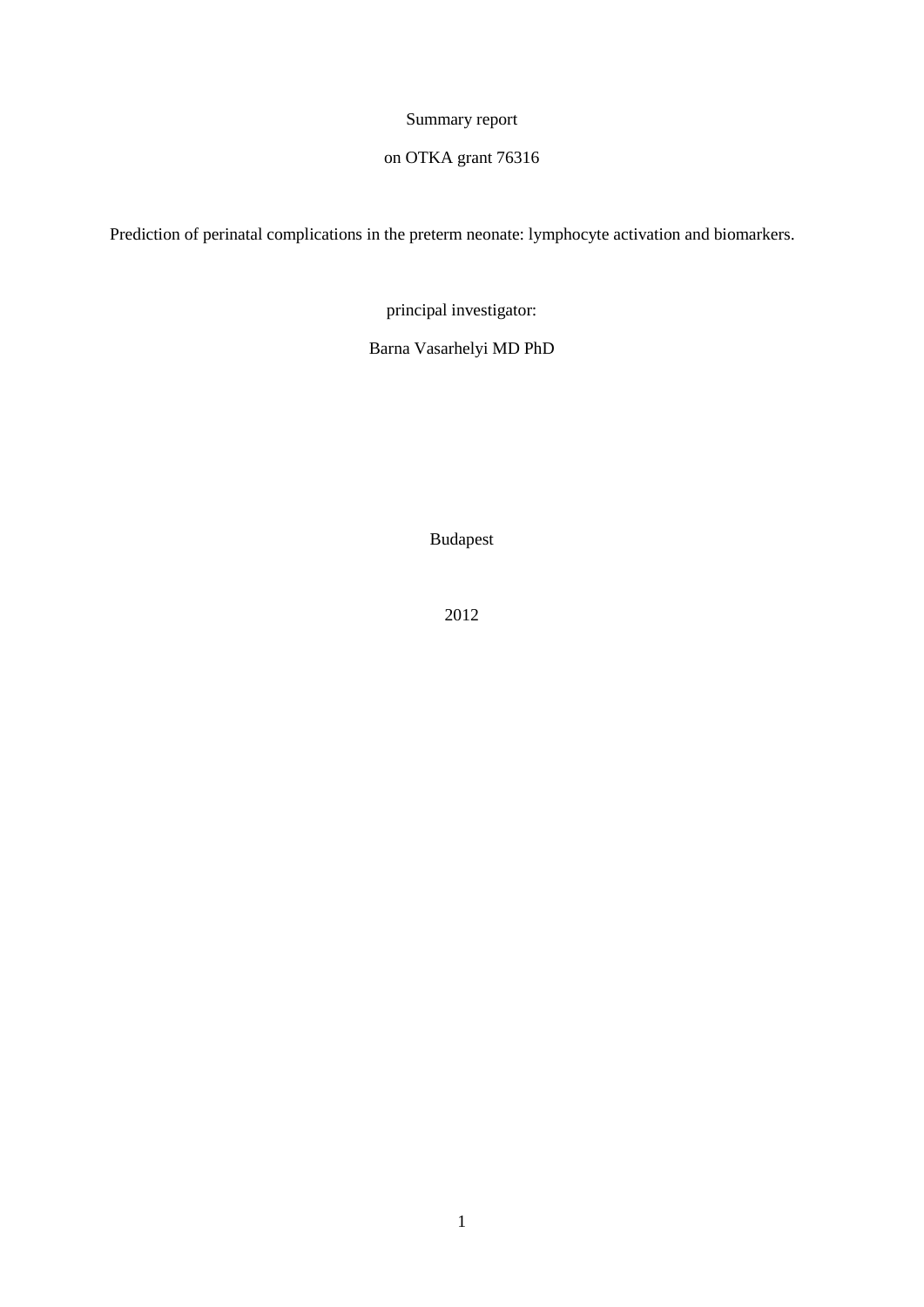Summary report

on OTKA grant 76316

# Prediction of perinatal complications in the preterm neonate: lymphocyte activation and biomarkers.

principal investigator:

Barna Vasarhelyi MD PhD

Budapest

2012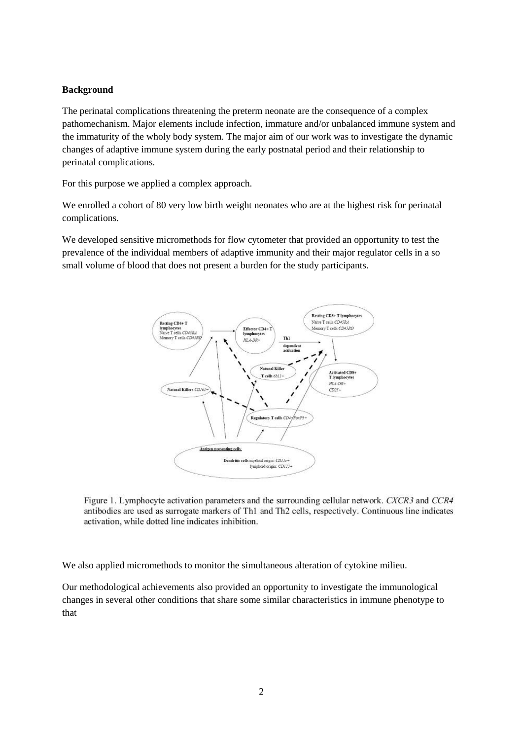**Background**

The perinatal complications threatening the preterm neonate are the consequence of a complex pathomechanism. Major elements include infection, immature and/or unbalanced immune system and the immaturity of the wholy body system. The major aim of our work was to investigate the dynamic changes of adaptive immune system during the early postnatal period and their relationship to perinatal complications.

For this purpose we applied a complex approach.

We enrolled a cohort of 80 very low birth weight neonates who are at the highest risk for perinatal complications.

We developed sensitive micromethods for flow cytometer that provided an opportunity to test the prevalence of the individual members of adaptive immunity and their major regulator cells in a so small volume of blood that does not present a burden for the study participants.

Figure 1. Lymphocyte activation parameters and the surrounding cellular network. *CXCR3* and *CCR4* antibodies are used as surrogate markers of Th1 and Th2 cells, respectively. Continuous line indicates activation, while dotted line indicates inhibition.

We also applied micromethods to monitor the simultaneous alteration of cytokine milieu.

Our methodological achievements also provided an opportunity to investigate the immunological changes in several other conditions that share some similar characteristics in immune phenotype to that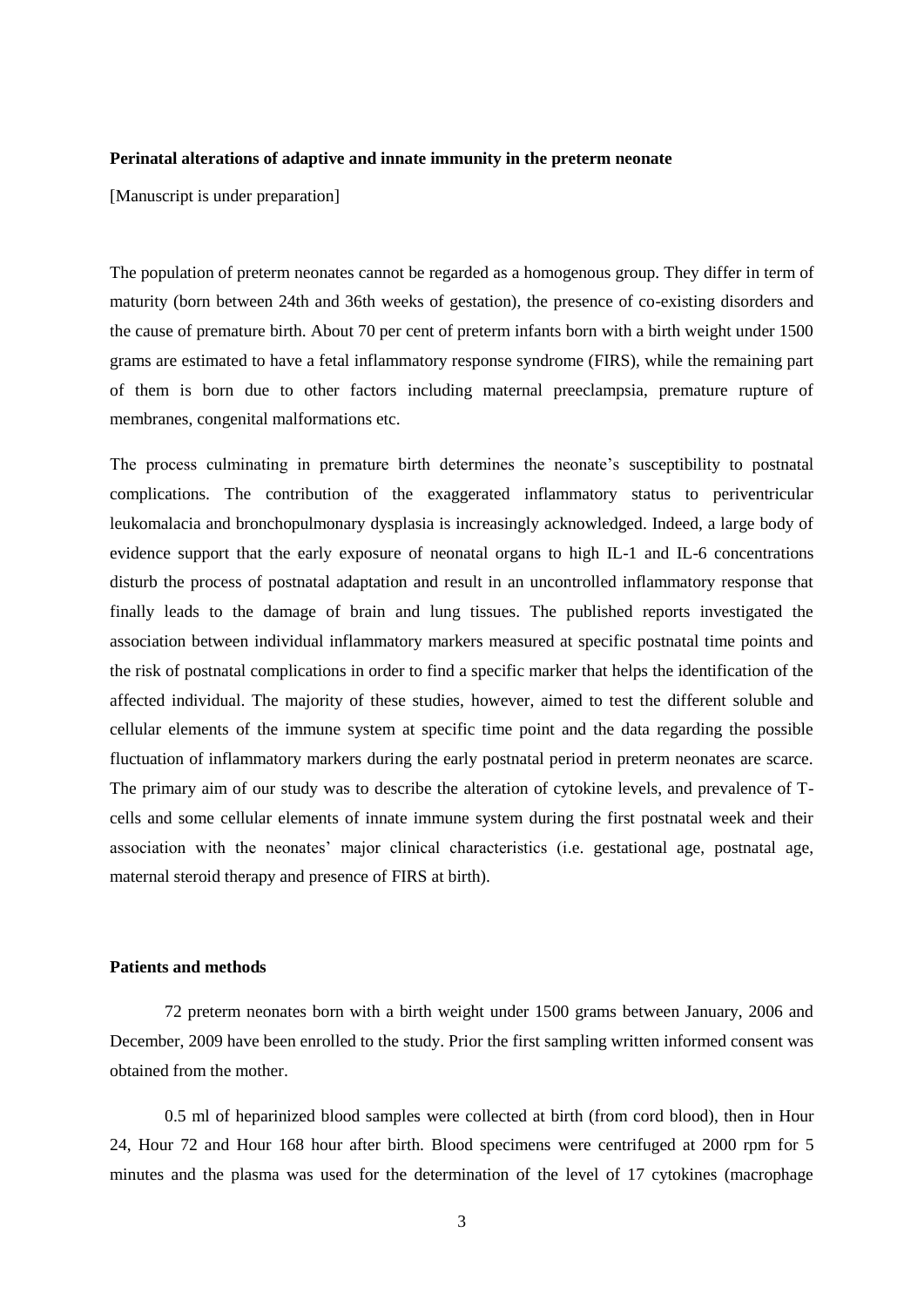**Perinatal alterations of adaptive and innate immunity in the preterm neonate**

[Manuscript is under preparation]

The population of preterm neonates cannot be regarded as a homogenous group. They differ in term of maturity (born between 24th and 36th weeks of gestation), the presence of co-existing disorders and the cause of premature birth. About 70 per cent of preterm infants born with a birth weight under 1500 grams are estimated to have a fetal inflammatory response syndrome (FIRS), while the remaining part of them is born due to other factors including maternal preeclampsia, premature rupture of membranes, congenital malformations etc.

The process culminating in premature birth determines the neonate's susceptibility to postnatal complications. The contribution of the exaggerated inflammatory status to periventricular leukomalacia and bronchopulmonary dysplasia is increasingly acknowledged. Indeed, a large body of evidence support that the early exposure of neonatal organs to high IL-1 and IL-6 concentrations disturb the process of postnatal adaptation and result in an uncontrolled inflammatory response that finally leads to the damage of brain and lung tissues. The published reports investigated the association between individual inflammatory markers measured at specific postnatal time points and the risk of postnatal complications in order to find a specific marker that helps the identification of the affected individual. The majority of these studies, however, aimed to test the different soluble and cellular elements of the immune system at specific time point and the data regarding the possible fluctuation of inflammatory markers during the early postnatal period in preterm neonates are scarce. The primary aim of our study was to describe the alteration of cytokine levels, and prevalence of T-cells and some cellular elements of innate immune system during the first postnatal week and their association with the neonates' major clinical characteristics (i.e. gestational age, postnatal age, maternal steroid therapy and presence of FIRS at birth).

**Patients and methods**

72 preterm neonates born with a birth weight under 1500 grams between January, 2006 and December, 2009 have been enrolled to the study. Prior the first sampling written informed consent was obtained from the mother.

0.5 ml of heparinized blood samples were collected at birth (from cord blood), then in Hour 24, Hour 72 and Hour 168 hour after birth. Blood specimens were centrifuged at 2000 rpm for 5 minutes and the plasma was used for the determination of the level of 17 cytokines (macrophage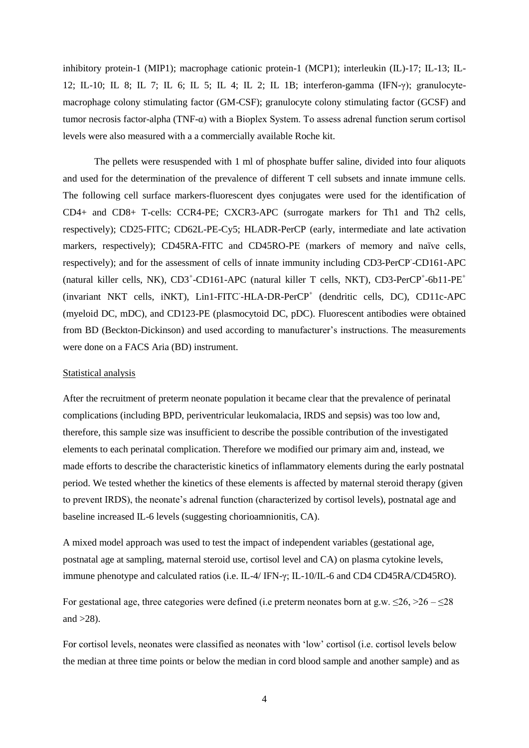inhibitory protein-1 (MIP1); macrophage cationic protein-1 (MCP1); interleukin (IL)-17; IL-13; IL-12; IL-10; IL 8; IL 7; IL 6; IL 5; IL 4; IL 2; IL 1B; interferon-gamma (IFN-γ); granulocyte-macrophage colony stimulating factor (GM-CSF); granulocyte colony stimulating factor (GCSF) and tumor necrosis factor-alpha (TNF-α) with a Bioplex System. To assess adrenal function serum cortisol levels were also measured with a a commercially available Roche kit.

The pellets were resuspended with 1 ml of phosphate buffer saline, divided into four aliquots and used for the determination of the prevalence of different T cell subsets and innate immune cells. The following cell surface markers-fluorescent dyes conjugates were used for the identification of CD4+ and CD8+ T-cells: CCR4-PE; CXCR3-APC (surrogate markers for Th1 and Th2 cells, respectively); CD25-FITC; CD62L-PE-Cy5; HLADR-PerCP (early, intermediate and late activation markers, respectively); CD45RA-FITC and CD45RO-PE (markers of memory and naïve cells, respectively); and for the assessment of cells of innate immunity including CD3-PerCP$^{-}$-CD161-APC (natural killer cells, NK), CD3$^{+}$-CD161-APC (natural killer T cells, NKT), CD3-PerCP$^{+}$-6b11-PE$^{+}$ (invariant NKT cells, iNKT), Lin1-FITC$^{-}$-HLA-DR-PerCP$^{+}$ (dendritic cells, DC), CD11c-APC (myeloid DC, mDC), and CD123-PE (plasmocytoid DC, pDC). Fluorescent antibodies were obtained from BD (Beckton-Dickinson) and used according to manufacturer's instructions. The measurements were done on a FACS Aria (BD) instrument.

Statistical analysis

After the recruitment of preterm neonate population it became clear that the prevalence of perinatal complications (including BPD, periventricular leukomalacia, IRDS and sepsis) was too low and, therefore, this sample size was insufficient to describe the possible contribution of the investigated elements to each perinatal complication. Therefore we modified our primary aim and, instead, we made efforts to describe the characteristic kinetics of inflammatory elements during the early postnatal period. We tested whether the kinetics of these elements is affected by maternal steroid therapy (given to prevent IRDS), the neonate's adrenal function (characterized by cortisol levels), postnatal age and baseline increased IL-6 levels (suggesting chorioamnionitis, CA).

A mixed model approach was used to test the impact of independent variables (gestational age, postnatal age at sampling, maternal steroid use, cortisol level and CA) on plasma cytokine levels, immune phenotype and calculated ratios (i.e. IL-4/ IFN-γ; IL-10/IL-6 and CD4 CD45RA/CD45RO).

For gestational age, three categories were defined (i.e preterm neonates born at g.w. $\leq 26$, $>26 - \leq 28$ and $>28$).

For cortisol levels, neonates were classified as neonates with 'low' cortisol (i.e. cortisol levels below the median at three time points or below the median in cord blood sample and another sample) and as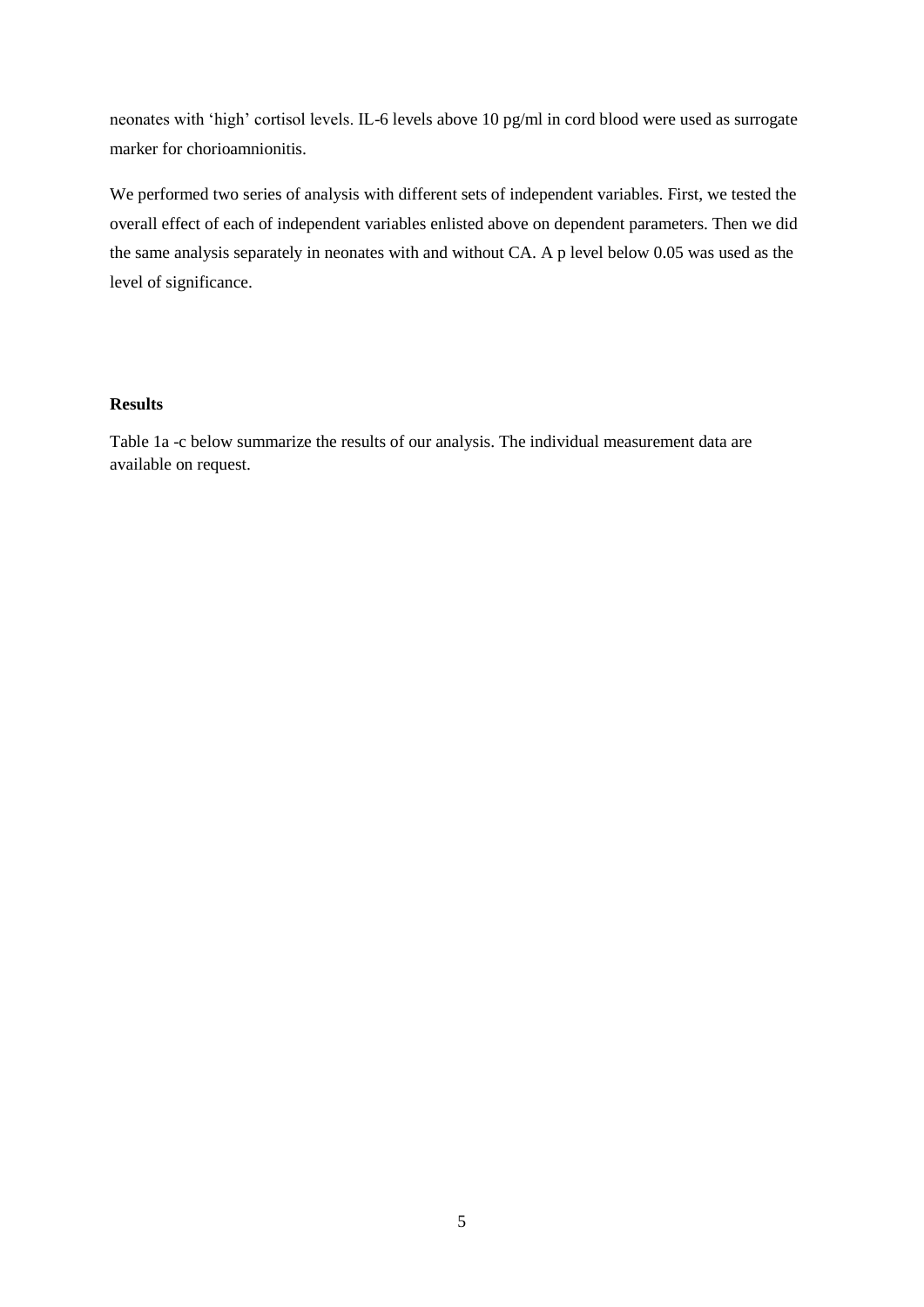neonates with ‘high’ cortisol levels. IL-6 levels above 10 pg/ml in cord blood were used as surrogate marker for chorioamnionitis.

We performed two series of analysis with different sets of independent variables. First, we tested the overall effect of each of independent variables enlisted above on dependent parameters. Then we did the same analysis separately in neonates with and without CA. A p level below 0.05 was used as the level of significance.

**Results**

Table 1a -c below summarize the results of our analysis. The individual measurement data are available on request.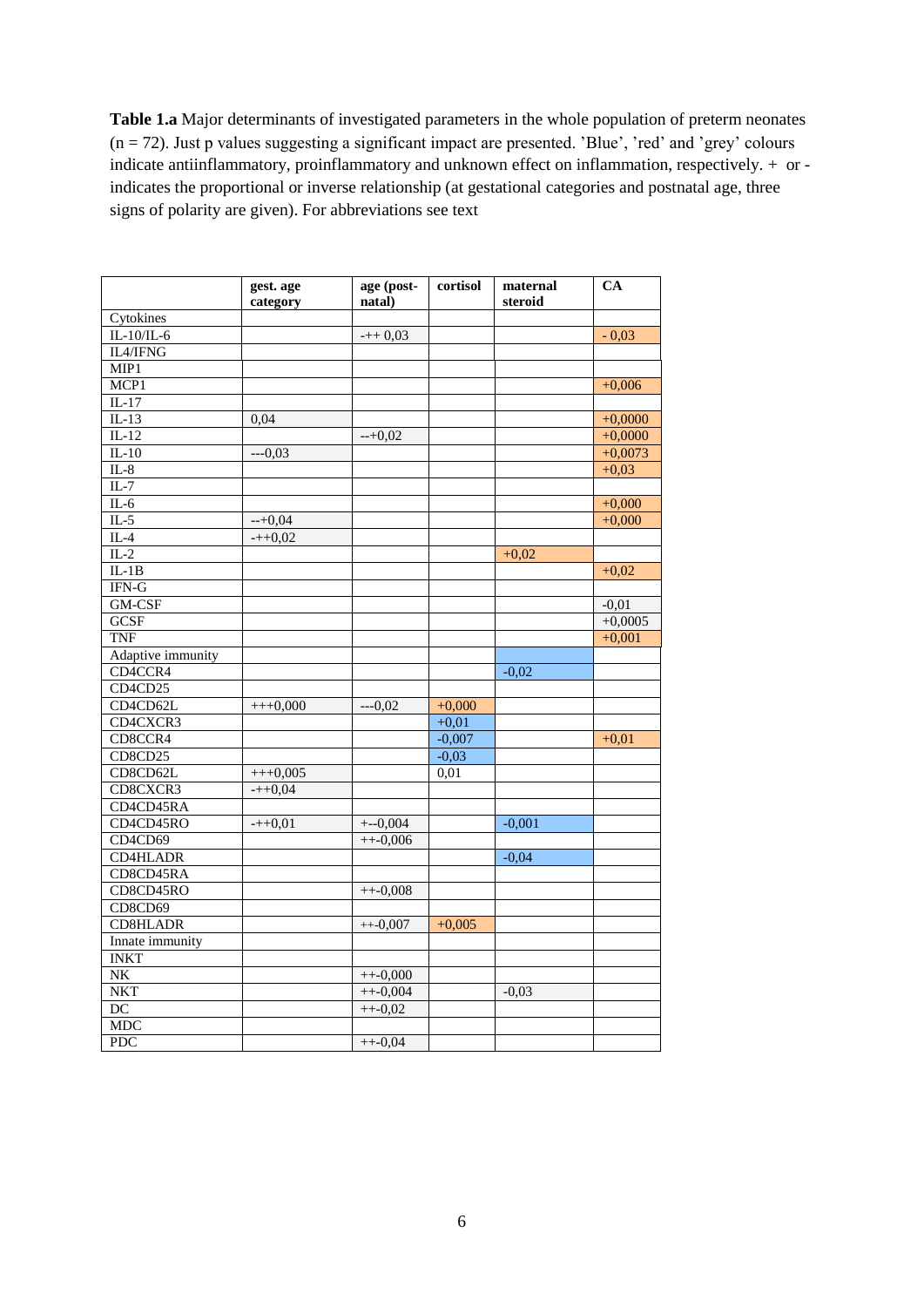**Table 1.a** Major determinants of investigated parameters in the whole population of preterm neonates (n = 72). Just p values suggesting a significant impact are presented. 'Blue', 'red' and 'grey' colours indicate antiinflammatory, proinflammatory and unknown effect on inflammation, respectively. + or - indicates the proportional or inverse relationship (at gestational categories and postnatal age, three signs of polarity are given). For abbreviations see text

| | gest. age category | age (post-natal) | cortisol | maternal steroid | CA |
|---|---|---|---|---|---|
| Cytokines | | | | | |
| IL-10/IL-6 | | -++ 0,03 | | | - 0,03 |
| IL4/IFNG | | | | | |
| MIP1 | | | | | |
| MCP1 | | | | | +0,006 |
| IL-17 | | | | | |
| IL-13 | 0,04 | | | | +0,0000 |
| IL-12 | | --+0,02 | | | +0,0000 |
| IL-10 | ---0,03 | | | | +0,0073 |
| IL-8 | | | | | +0,03 |
| IL-7 | | | | | |
| IL-6 | | | | | +0,000 |
| IL-5 | --+0,04 | | | | +0,000 |
| IL-4 | -++0,02 | | | | |
| IL-2 | | | | +0,02 | |
| IL-1B | | | | | +0,02 |
| IFN-G | | | | | |
| GM-CSF | | | | | -0,01 |
| GCSF | | | | | +0,0005 |
| TNF | | | | | +0,001 |
| Adaptive immunity | | | | | |
| CD4CCR4 | | | | -0,02 | |
| CD4CD25 | | | | | |
| CD4CD62L | +++0,000 | ---0,02 | +0,000 | | |
| CD4CXCR3 | | | +0,01 | | |
| CD8CCR4 | | | -0,007 | | +0,01 |
| CD8CD25 | | | -0,03 | | |
| CD8CD62L | +++0,005 | | 0,01 | | |
| CD8CXCR3 | -++0,04 | | | | |
| CD4CD45RA | | | | | |
| CD4CD45RO | -++0,01 | +--0,004 | | -0,001 | |
| CD4CD69 | | ++-0,006 | | | |
| CD4HLADR | | | | -0,04 | |
| CD8CD45RA | | | | | |
| CD8CD45RO | | ++-0,008 | | | |
| CD8CD69 | | | | | |
| CD8HLADR | | ++-0,007 | +0,005 | | |
| Innate immunity | | | | | |
| INKT | | | | | |
| NK | | ++-0,000 | | | |
| NKT | | ++-0,004 | | -0,03 | |
| DC | | ++-0,02 | | | |
| MDC | | | | | |
| PDC | | ++-0,04 | | | |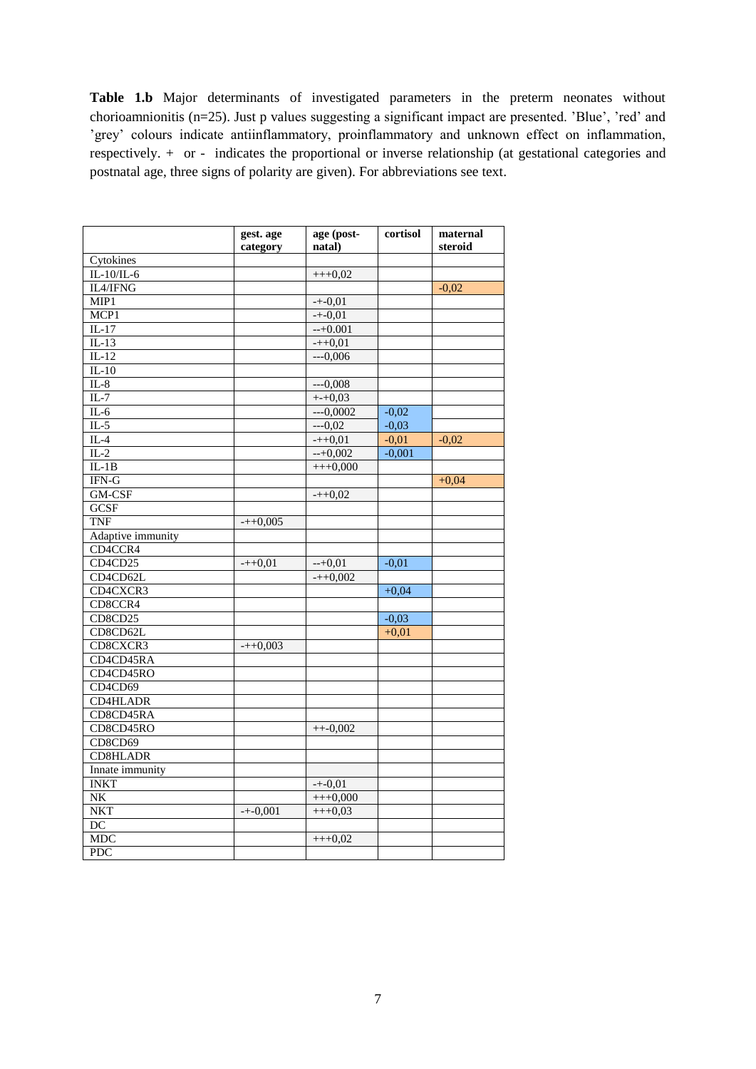**Table 1.b** Major determinants of investigated parameters in the preterm neonates without chorioamnionitis (n=25). Just p values suggesting a significant impact are presented. 'Blue', 'red' and 'grey' colours indicate antiinflammatory, proinflammatory and unknown effect on inflammation, respectively. + or - indicates the proportional or inverse relationship (at gestational categories and postnatal age, three signs of polarity are given). For abbreviations see text.

| | gest. age category | age (post-natal) | cortisol | maternal steroid |
|---|---|---|---|---|
| Cytokines | | | | |
| IL-10/IL-6 | | +++0,02 | | |
| IL4/IFNG | | | | -0,02 |
| MIP1 | | -+-0,01 | | |
| MCP1 | | -+-0,01 | | |
| IL-17 | | --+0.001 | | |
| IL-13 | | -++0,01 | | |
| IL-12 | | ---0,006 | | |
| IL-10 | | | | |
| IL-8 | | ---0,008 | | |
| IL-7 | | +-+0,03 | | |
| IL-6 | | ---0,0002 | -0,02 | |
| IL-5 | | ---0,02 | -0,03 | |
| IL-4 | | -++0,01 | -0,01 | -0,02 |
| IL-2 | | --+0,002 | -0,001 | |
| IL-1B | | +++0,000 | | |
| IFN-G | | | | +0,04 |
| GM-CSF | | -++0,02 | | |
| GCSF | | | | |
| TNF | -++0,005 | | | |
| Adaptive immunity | | | | |
| CD4CCR4 | | | | |
| CD4CD25 | -++0,01 | --+0,01 | -0,01 | |
| CD4CD62L | | -++0,002 | | |
| CD4CXCR3 | | | +0,04 | |
| CD8CCR4 | | | | |
| CD8CD25 | | | -0,03 | |
| CD8CD62L | | | +0,01 | |
| CD8CXCR3 | -++0,003 | | | |
| CD4CD45RA | | | | |
| CD4CD45RO | | | | |
| CD4CD69 | | | | |
| CD4HLADR | | | | |
| CD8CD45RA | | | | |
| CD8CD45RO | | ++-0,002 | | |
| CD8CD69 | | | | |
| CD8HLADR | | | | |
| Innate immunity | | | | |
| INKT | | -+-0,01 | | |
| NK | | +++0,000 | | |
| NKT | -+-0,001 | +++0,03 | | |
| DC | | | | |
| MDC | | +++0,02 | | |
| PDC | | | | |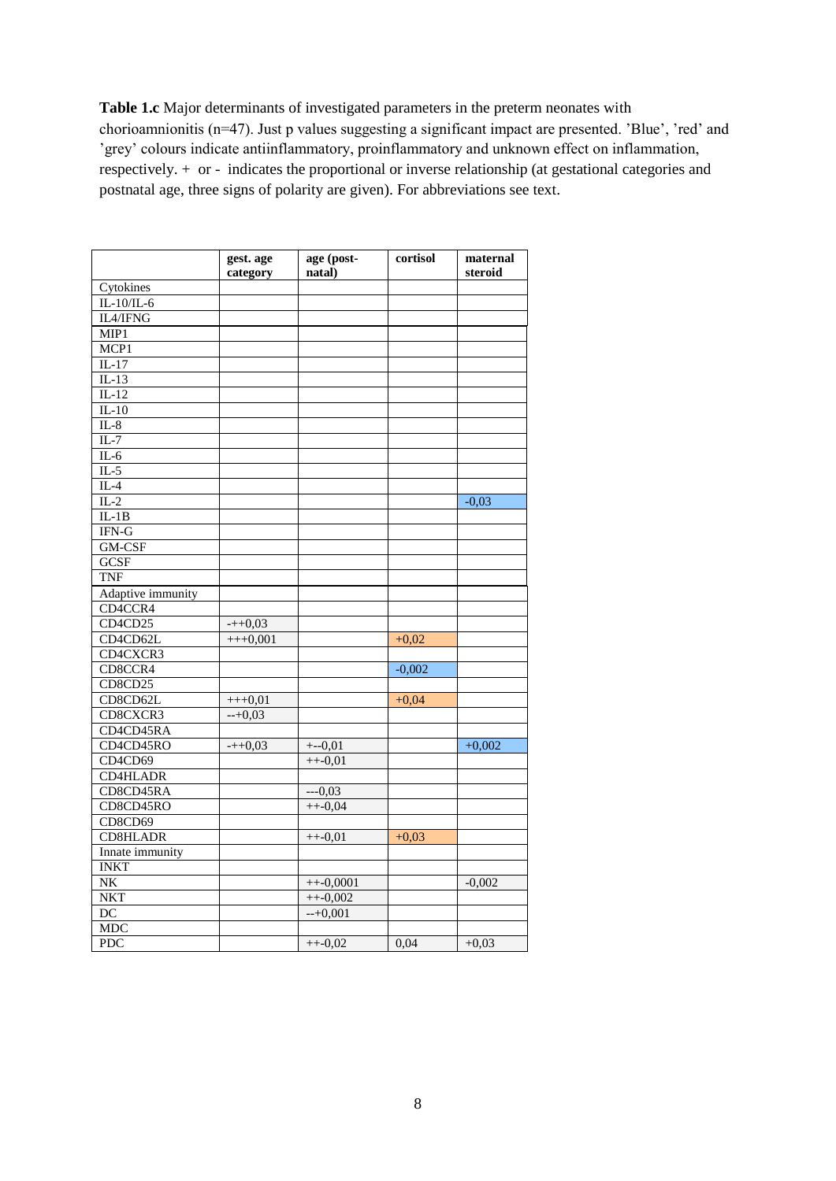**Table 1.c** Major determinants of investigated parameters in the preterm neonates with chorioamnionitis (n=47). Just p values suggesting a significant impact are presented. 'Blue', 'red' and 'grey' colours indicate antiinflammatory, proinflammatory and unknown effect on inflammation, respectively. + or - indicates the proportional or inverse relationship (at gestational categories and postnatal age, three signs of polarity are given). For abbreviations see text.

| | gest. age category | age (post-natal) | cortisol | maternal steroid |
|---|---|---|---|---|
| Cytokines | | | | |
| IL-10/IL-6 | | | | |
| IL4/IFNG | | | | |
| MIP1 | | | | |
| MCP1 | | | | |
| IL-17 | | | | |
| IL-13 | | | | |
| IL-12 | | | | |
| IL-10 | | | | |
| IL-8 | | | | |
| IL-7 | | | | |
| IL-6 | | | | |
| IL-5 | | | | |
| IL-4 | | | | |
| IL-2 | | | | -0,03 |
| IL-1B | | | | |
| IFN-G | | | | |
| GM-CSF | | | | |
| GCSF | | | | |
| TNF | | | | |
| Adaptive immunity | | | | |
| CD4CCR4 | | | | |
| CD4CD25 | -++0,03 | | | |
| CD4CD62L | +++0,001 | | +0,02 | |
| CD4CXCR3 | | | | |
| CD8CCR4 | | | -0,002 | |
| CD8CD25 | | | | |
| CD8CD62L | +++0,01 | | +0,04 | |
| CD8CXCR3 | --+0,03 | | | |
| CD4CD45RA | | | | |
| CD4CD45RO | -++0,03 | +--0,01 | | +0,002 |
| CD4CD69 | | ++-0,01 | | |
| CD4HLADR | | | | |
| CD8CD45RA | | ---0,03 | | |
| CD8CD45RO | | ++-0,04 | | |
| CD8CD69 | | | | |
| CD8HLADR | | ++-0,01 | +0,03 | |
| Innate immunity | | | | |
| INKT | | | | |
| NK | | ++-0,0001 | | -0,002 |
| NKT | | ++-0,002 | | |
| DC | | --+0,001 | | |
| MDC | | | | |
| PDC | | ++-0,02 | 0,04 | +0,03 |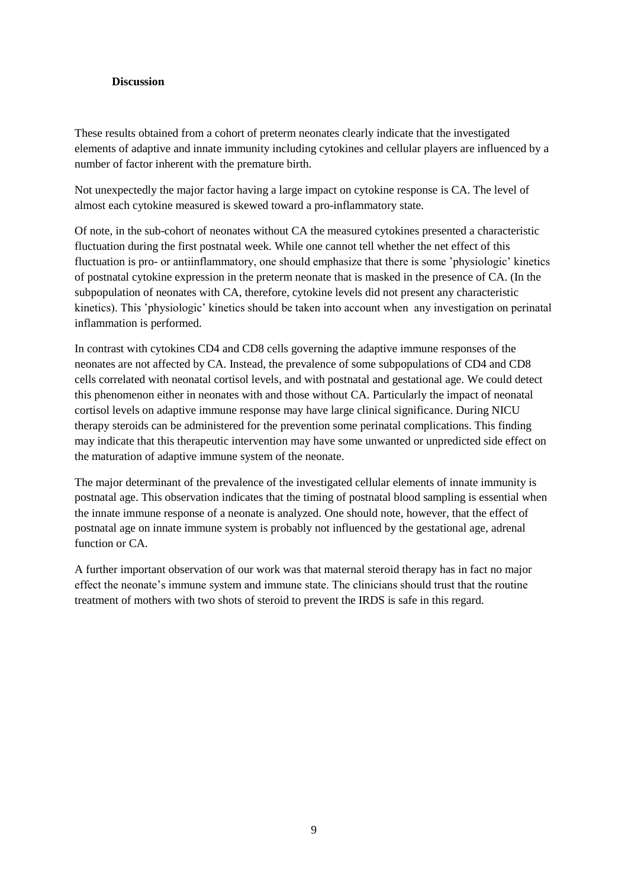**Discussion**

These results obtained from a cohort of preterm neonates clearly indicate that the investigated elements of adaptive and innate immunity including cytokines and cellular players are influenced by a number of factor inherent with the premature birth.

Not unexpectedly the major factor having a large impact on cytokine response is CA. The level of almost each cytokine measured is skewed toward a pro-inflammatory state.

Of note, in the sub-cohort of neonates without CA the measured cytokines presented a characteristic fluctuation during the first postnatal week. While one cannot tell whether the net effect of this fluctuation is pro- or antiinflammatory, one should emphasize that there is some 'physiologic' kinetics of postnatal cytokine expression in the preterm neonate that is masked in the presence of CA. (In the subpopulation of neonates with CA, therefore, cytokine levels did not present any characteristic kinetics). This 'physiologic' kinetics should be taken into account when any investigation on perinatal inflammation is performed.

In contrast with cytokines CD4 and CD8 cells governing the adaptive immune responses of the neonates are not affected by CA. Instead, the prevalence of some subpopulations of CD4 and CD8 cells correlated with neonatal cortisol levels, and with postnatal and gestational age. We could detect this phenomenon either in neonates with and those without CA. Particularly the impact of neonatal cortisol levels on adaptive immune response may have large clinical significance. During NICU therapy steroids can be administered for the prevention some perinatal complications. This finding may indicate that this therapeutic intervention may have some unwanted or unpredicted side effect on the maturation of adaptive immune system of the neonate.

The major determinant of the prevalence of the investigated cellular elements of innate immunity is postnatal age. This observation indicates that the timing of postnatal blood sampling is essential when the innate immune response of a neonate is analyzed. One should note, however, that the effect of postnatal age on innate immune system is probably not influenced by the gestational age, adrenal function or CA.

A further important observation of our work was that maternal steroid therapy has in fact no major effect the neonate's immune system and immune state. The clinicians should trust that the routine treatment of mothers with two shots of steroid to prevent the IRDS is safe in this regard.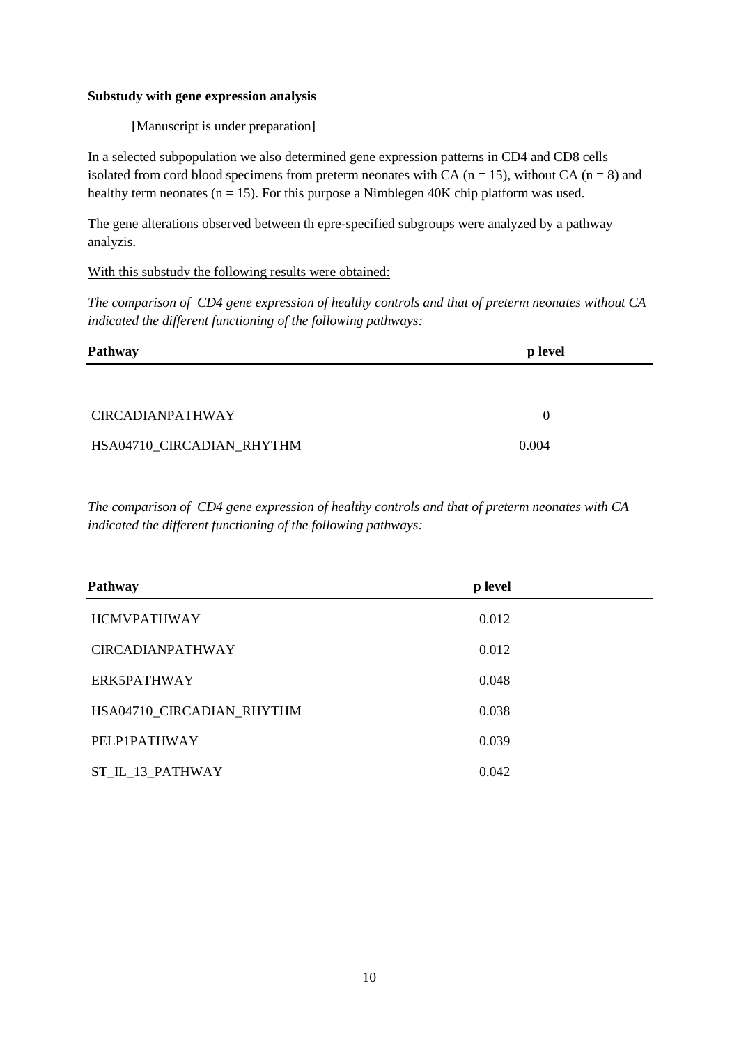**Substudy with gene expression analysis**

[Manuscript is under preparation]

In a selected subpopulation we also determined gene expression patterns in CD4 and CD8 cells isolated from cord blood specimens from preterm neonates with CA (n = 15), without CA (n = 8) and healthy term neonates (n = 15). For this purpose a Nimblegen 40K chip platform was used.

The gene alterations observed between th epre-specified subgroups were analyzed by a pathway analyzis.

With this substudy the following results were obtained:

*The comparison of CD4 gene expression of healthy controls and that of preterm neonates without CA indicated the different functioning of the following pathways:*

| Pathway | p level |
|---|---|
| CIRCADIANPATHWAY | 0 |
| HSA04710_CIRCADIAN_RHYTHM | 0.004 |

*The comparison of CD4 gene expression of healthy controls and that of preterm neonates with CA indicated the different functioning of the following pathways:*

| Pathway | p level |
|---|---|
| HCMVPATHWAY | 0.012 |
| CIRCADIANPATHWAY | 0.012 |
| ERK5PATHWAY | 0.048 |
| HSA04710_CIRCADIAN_RHYTHM | 0.038 |
| PELP1PATHWAY | 0.039 |
| ST_IL_13_PATHWAY | 0.042 |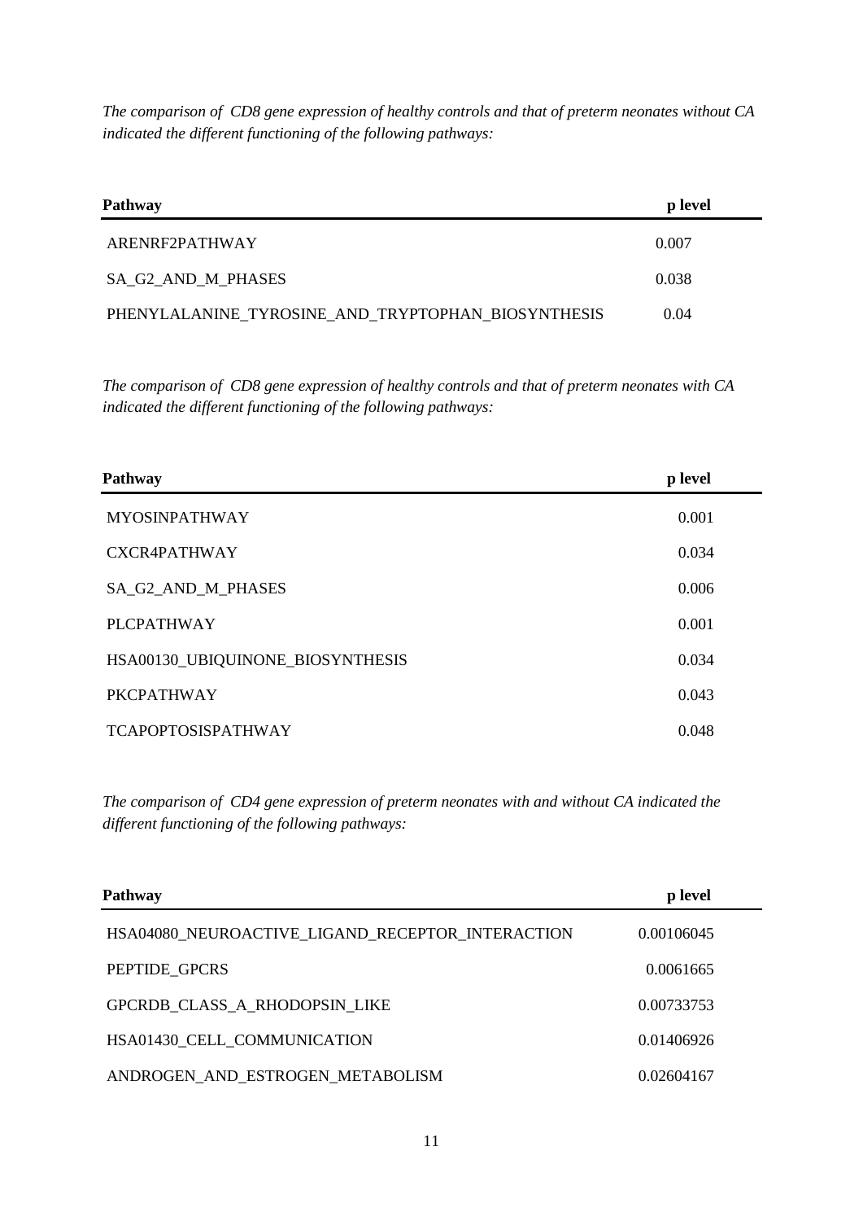*The comparison of CD8 gene expression of healthy controls and that of preterm neonates without CA indicated the different functioning of the following pathways:*

| **Pathway** | **p level** |
|---|---|
| ARENRF2PATHWAY | 0.007 |
| SA_G2_AND_M_PHASES | 0.038 |
| PHENYLALANINE_TYROSINE_AND_TRYPTOPHAN_BIOSYNTHESIS | 0.04 |

*The comparison of CD8 gene expression of healthy controls and that of preterm neonates with CA indicated the different functioning of the following pathways:*

| **Pathway** | **p level** |
|---|---|
| MYOSINPATHWAY | 0.001 |
| CXCR4PATHWAY | 0.034 |
| SA_G2_AND_M_PHASES | 0.006 |
| PLCPATHWAY | 0.001 |
| HSA00130_UBIQUINONE_BIOSYNTHESIS | 0.034 |
| PKCPATHWAY | 0.043 |
| TCAPOPTOSISPATHWAY | 0.048 |

*The comparison of CD4 gene expression of preterm neonates with and without CA indicated the different functioning of the following pathways:*

| **Pathway** | **p level** |
|---|---|
| HSA04080_NEUROACTIVE_LIGAND_RECEPTOR_INTERACTION | 0.00106045 |
| PEPTIDE_GPCRS | 0.0061665 |
| GPCRDB_CLASS_A_RHODOPSIN_LIKE | 0.00733753 |
| HSA01430_CELL_COMMUNICATION | 0.01406926 |
| ANDROGEN_AND_ESTROGEN_METABOLISM | 0.02604167 |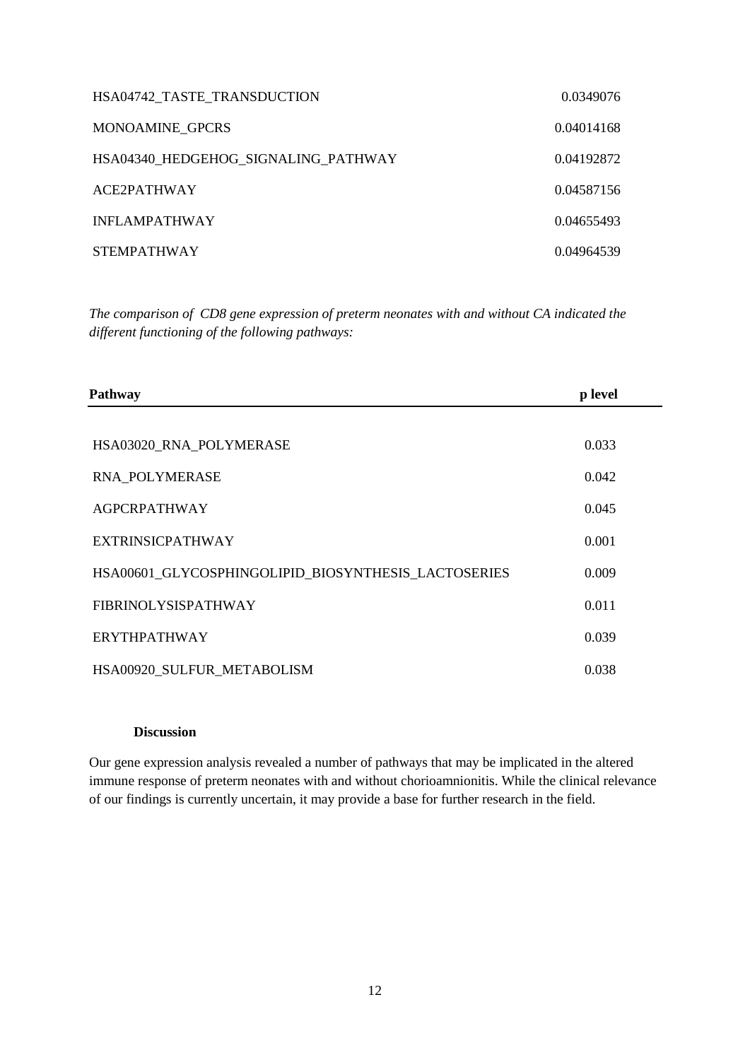| | |
|---|---|
| HSA04742_TASTE_TRANSDUCTION | 0.0349076 |
| MONOAMINE_GPCRS | 0.04014168 |
| HSA04340_HEDGEHOG_SIGNALING_PATHWAY | 0.04192872 |
| ACE2PATHWAY | 0.04587156 |
| INFLAMPATHWAY | 0.04655493 |
| STEMPATHWAY | 0.04964539 |

*The comparison of CD8 gene expression of preterm neonates with and without CA indicated the different functioning of the following pathways:*

| Pathway | p level |
|---|---|
| HSA03020_RNA_POLYMERASE | 0.033 |
| RNA_POLYMERASE | 0.042 |
| AGPCRPATHWAY | 0.045 |
| EXTRINSICPATHWAY | 0.001 |
| HSA00601_GLYCOSPHINGOLIPID_BIOSYNTHESIS_LACTOSERIES | 0.009 |
| FIBRINOLYSISPATHWAY | 0.011 |
| ERYTHPATHWAY | 0.039 |
| HSA00920_SULFUR_METABOLISM | 0.038 |

## Discussion

Our gene expression analysis revealed a number of pathways that may be implicated in the altered immune response of preterm neonates with and without chorioamnionitis. While the clinical relevance of our findings is currently uncertain, it may provide a base for further research in the field.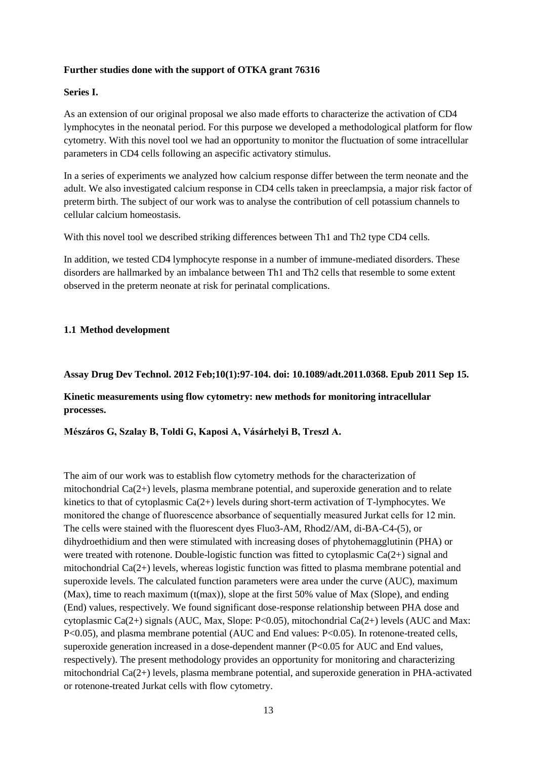**Further studies done with the support of OTKA grant 76316**

**Series I.**

As an extension of our original proposal we also made efforts to characterize the activation of CD4 lymphocytes in the neonatal period. For this purpose we developed a methodological platform for flow cytometry. With this novel tool we had an opportunity to monitor the fluctuation of some intracellular parameters in CD4 cells following an aspecific activatory stimulus.

In a series of experiments we analyzed how calcium response differ between the term neonate and the adult. We also investigated calcium response in CD4 cells taken in preeclampsia, a major risk factor of preterm birth. The subject of our work was to analyse the contribution of cell potassium channels to cellular calcium homeostasis.

With this novel tool we described striking differences between Th1 and Th2 type CD4 cells.

In addition, we tested CD4 lymphocyte response in a number of immune-mediated disorders. These disorders are hallmarked by an imbalance between Th1 and Th2 cells that resemble to some extent observed in the preterm neonate at risk for perinatal complications.

## 1.1 Method development

**Assay Drug Dev Technol. 2012 Feb;10(1):97-104. doi: 10.1089/adt.2011.0368. Epub 2011 Sep 15.**

**Kinetic measurements using flow cytometry: new methods for monitoring intracellular processes.**

**Mészáros G, Szalay B, Toldi G, Kaposi A, Vásárhelyi B, Treszl A.**

The aim of our work was to establish flow cytometry methods for the characterization of mitochondrial $Ca^{2+}$ levels, plasma membrane potential, and superoxide generation and to relate kinetics to that of cytoplasmic $Ca^{2+}$ levels during short-term activation of T-lymphocytes. We monitored the change of fluorescence absorbance of sequentially measured Jurkat cells for 12 min. The cells were stained with the fluorescent dyes Fluo3-AM, Rhod2/AM, di-BA-C4-(5), or dihydroethidium and then were stimulated with increasing doses of phytohemagglutinin (PHA) or were treated with rotenone. Double-logistic function was fitted to cytoplasmic $Ca^{2+}$ signal and mitochondrial $Ca^{2+}$ levels, whereas logistic function was fitted to plasma membrane potential and superoxide levels. The calculated function parameters were area under the curve (AUC), maximum (Max), time to reach maximum ($t_{max}$), slope at the first 50% value of Max (Slope), and ending (End) values, respectively. We found significant dose-response relationship between PHA dose and cytoplasmic $Ca^{2+}$ signals (AUC, Max, Slope: $P<0.05$), mitochondrial $Ca^{2+}$ levels (AUC and Max: $P<0.05$), and plasma membrane potential (AUC and End values: $P<0.05$). In rotenone-treated cells, superoxide generation increased in a dose-dependent manner ($P<0.05$ for AUC and End values, respectively). The present methodology provides an opportunity for monitoring and characterizing mitochondrial $Ca^{2+}$ levels, plasma membrane potential, and superoxide generation in PHA-activated or rotenone-treated Jurkat cells with flow cytometry.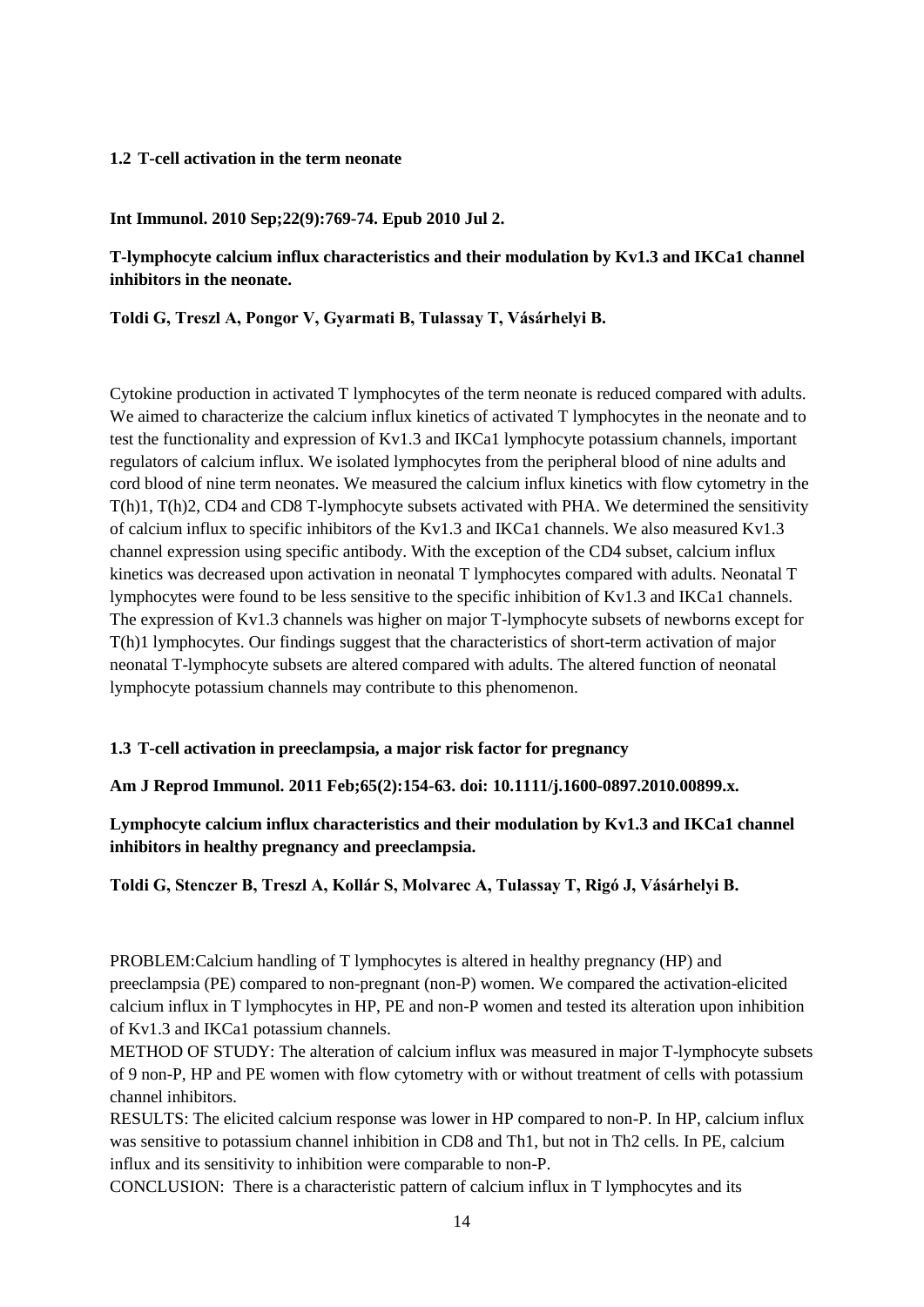### 1.2 T-cell activation in the term neonate

**Int Immunol. 2010 Sep;22(9):769-74. Epub 2010 Jul 2.**

**T-lymphocyte calcium influx characteristics and their modulation by Kv1.3 and IKCa1 channel inhibitors in the neonate.**

**Toldi G, Treszl A, Pongor V, Gyarmati B, Tulassay T, Vásárhelyi B.**

Cytokine production in activated T lymphocytes of the term neonate is reduced compared with adults. We aimed to characterize the calcium influx kinetics of activated T lymphocytes in the neonate and to test the functionality and expression of Kv1.3 and IKCa1 lymphocyte potassium channels, important regulators of calcium influx. We isolated lymphocytes from the peripheral blood of nine adults and cord blood of nine term neonates. We measured the calcium influx kinetics with flow cytometry in the T(h)1, T(h)2, CD4 and CD8 T-lymphocyte subsets activated with PHA. We determined the sensitivity of calcium influx to specific inhibitors of the Kv1.3 and IKCa1 channels. We also measured Kv1.3 channel expression using specific antibody. With the exception of the CD4 subset, calcium influx kinetics was decreased upon activation in neonatal T lymphocytes compared with adults. Neonatal T lymphocytes were found to be less sensitive to the specific inhibition of Kv1.3 and IKCa1 channels. The expression of Kv1.3 channels was higher on major T-lymphocyte subsets of newborns except for T(h)1 lymphocytes. Our findings suggest that the characteristics of short-term activation of major neonatal T-lymphocyte subsets are altered compared with adults. The altered function of neonatal lymphocyte potassium channels may contribute to this phenomenon.

### 1.3 T-cell activation in preeclampsia, a major risk factor for pregnancy

**Am J Reprod Immunol. 2011 Feb;65(2):154-63. doi: 10.1111/j.1600-0897.2010.00899.x.**

**Lymphocyte calcium influx characteristics and their modulation by Kv1.3 and IKCa1 channel inhibitors in healthy pregnancy and preeclampsia.**

**Toldi G, Stenczer B, Treszl A, Kollár S, Molvarec A, Tulassay T, Rigó J, Vásárhelyi B.**

PROBLEM:Calcium handling of T lymphocytes is altered in healthy pregnancy (HP) and preeclampsia (PE) compared to non-pregnant (non-P) women. We compared the activation-elicited calcium influx in T lymphocytes in HP, PE and non-P women and tested its alteration upon inhibition of Kv1.3 and IKCa1 potassium channels.

METHOD OF STUDY: The alteration of calcium influx was measured in major T-lymphocyte subsets of 9 non-P, HP and PE women with flow cytometry with or without treatment of cells with potassium channel inhibitors.

RESULTS: The elicited calcium response was lower in HP compared to non-P. In HP, calcium influx was sensitive to potassium channel inhibition in CD8 and Th1, but not in Th2 cells. In PE, calcium influx and its sensitivity to inhibition were comparable to non-P.

CONCLUSION: There is a characteristic pattern of calcium influx in T lymphocytes and its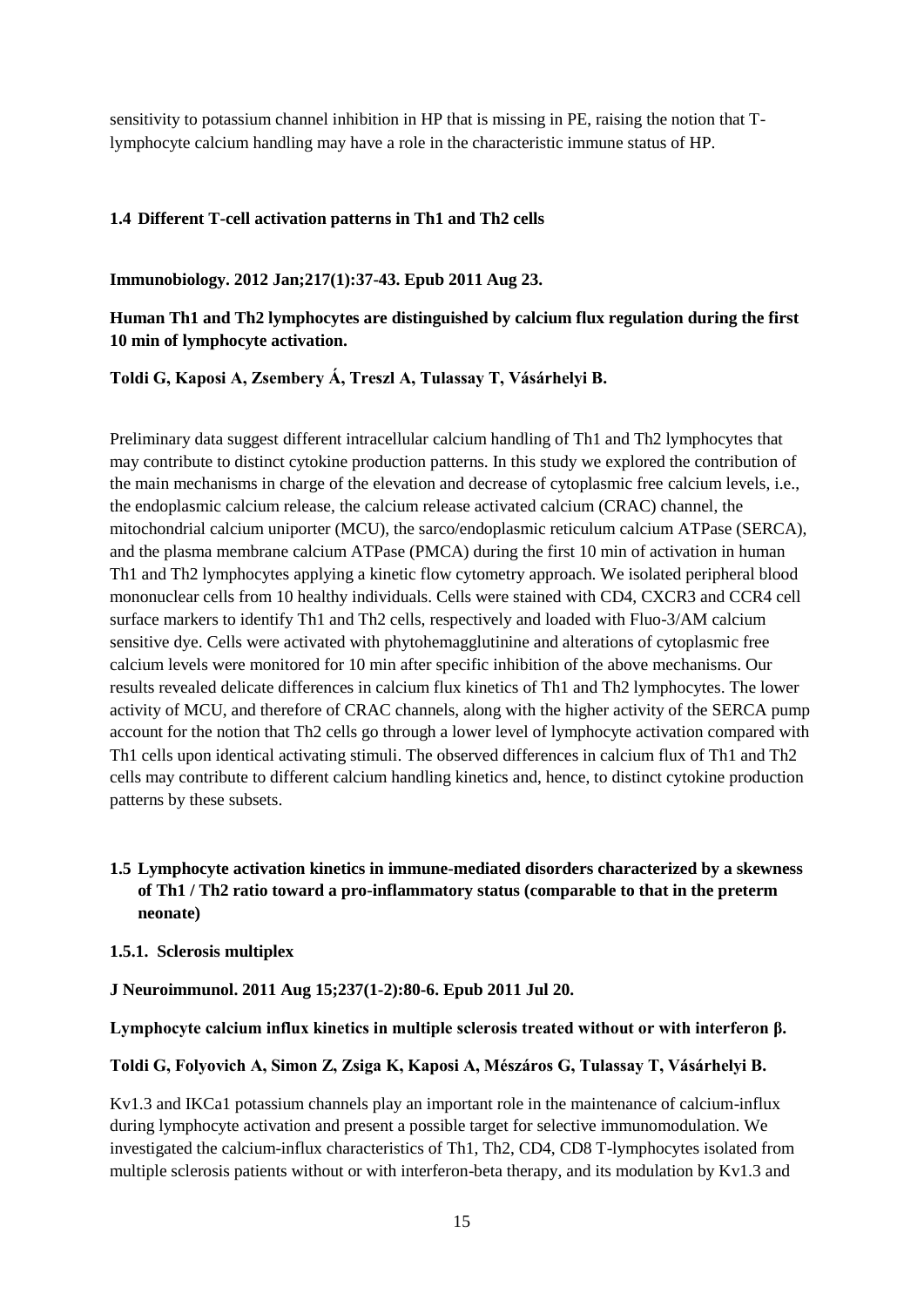sensitivity to potassium channel inhibition in HP that is missing in PE, raising the notion that T-lymphocyte calcium handling may have a role in the characteristic immune status of HP.

### 1.4 Different T-cell activation patterns in Th1 and Th2 cells

**Immunobiology. 2012 Jan;217(1):37-43. Epub 2011 Aug 23.**

**Human Th1 and Th2 lymphocytes are distinguished by calcium flux regulation during the first 10 min of lymphocyte activation.**

**Toldi G, Kaposi A, Zsembery Á, Treszl A, Tulassay T, Vásárhelyi B.**

Preliminary data suggest different intracellular calcium handling of Th1 and Th2 lymphocytes that may contribute to distinct cytokine production patterns. In this study we explored the contribution of the main mechanisms in charge of the elevation and decrease of cytoplasmic free calcium levels, i.e., the endoplasmic calcium release, the calcium release activated calcium (CRAC) channel, the mitochondrial calcium uniporter (MCU), the sarco/endoplasmic reticulum calcium ATPase (SERCA), and the plasma membrane calcium ATPase (PMCA) during the first 10 min of activation in human Th1 and Th2 lymphocytes applying a kinetic flow cytometry approach. We isolated peripheral blood mononuclear cells from 10 healthy individuals. Cells were stained with CD4, CXCR3 and CCR4 cell surface markers to identify Th1 and Th2 cells, respectively and loaded with Fluo-3/AM calcium sensitive dye. Cells were activated with phytohemagglutinine and alterations of cytoplasmic free calcium levels were monitored for 10 min after specific inhibition of the above mechanisms. Our results revealed delicate differences in calcium flux kinetics of Th1 and Th2 lymphocytes. The lower activity of MCU, and therefore of CRAC channels, along with the higher activity of the SERCA pump account for the notion that Th2 cells go through a lower level of lymphocyte activation compared with Th1 cells upon identical activating stimuli. The observed differences in calcium flux of Th1 and Th2 cells may contribute to different calcium handling kinetics and, hence, to distinct cytokine production patterns by these subsets.

### 1.5 Lymphocyte activation kinetics in immune-mediated disorders characterized by a skewness of Th1 / Th2 ratio toward a pro-inflammatory status (comparable to that in the preterm neonate)

#### 1.5.1. Sclerosis multiplex

**J Neuroimmunol. 2011 Aug 15;237(1-2):80-6. Epub 2011 Jul 20.**

**Lymphocyte calcium influx kinetics in multiple sclerosis treated without or with interferon β.**

**Toldi G, Folyovich A, Simon Z, Zsiga K, Kaposi A, Mészáros G, Tulassay T, Vásárhelyi B.**

Kv1.3 and IKCa1 potassium channels play an important role in the maintenance of calcium-influx during lymphocyte activation and present a possible target for selective immunomodulation. We investigated the calcium-influx characteristics of Th1, Th2, CD4, CD8 T-lymphocytes isolated from multiple sclerosis patients without or with interferon-beta therapy, and its modulation by Kv1.3 and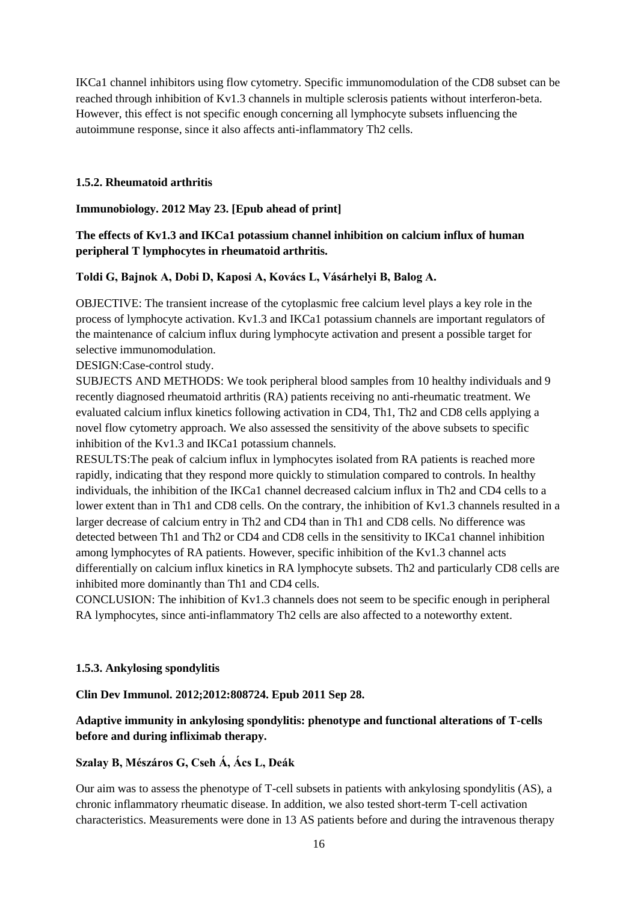IKCa1 channel inhibitors using flow cytometry. Specific immunomodulation of the CD8 subset can be reached through inhibition of Kv1.3 channels in multiple sclerosis patients without interferon-beta. However, this effect is not specific enough concerning all lymphocyte subsets influencing the autoimmune response, since it also affects anti-inflammatory Th2 cells.

### 1.5.2. Rheumatoid arthritis

**Immunobiology. 2012 May 23. [Epub ahead of print]**

**The effects of Kv1.3 and IKCa1 potassium channel inhibition on calcium influx of human peripheral T lymphocytes in rheumatoid arthritis.**

**Toldi G, Bajnok A, Dobi D, Kaposi A, Kovács L, Vásárhelyi B, Balog A.**

OBJECTIVE: The transient increase of the cytoplasmic free calcium level plays a key role in the process of lymphocyte activation. Kv1.3 and IKCa1 potassium channels are important regulators of the maintenance of calcium influx during lymphocyte activation and present a possible target for selective immunomodulation.

DESIGN:Case-control study.

SUBJECTS AND METHODS: We took peripheral blood samples from 10 healthy individuals and 9 recently diagnosed rheumatoid arthritis (RA) patients receiving no anti-rheumatic treatment. We evaluated calcium influx kinetics following activation in CD4, Th1, Th2 and CD8 cells applying a novel flow cytometry approach. We also assessed the sensitivity of the above subsets to specific inhibition of the Kv1.3 and IKCa1 potassium channels.

RESULTS:The peak of calcium influx in lymphocytes isolated from RA patients is reached more rapidly, indicating that they respond more quickly to stimulation compared to controls. In healthy individuals, the inhibition of the IKCa1 channel decreased calcium influx in Th2 and CD4 cells to a lower extent than in Th1 and CD8 cells. On the contrary, the inhibition of Kv1.3 channels resulted in a larger decrease of calcium entry in Th2 and CD4 than in Th1 and CD8 cells. No difference was detected between Th1 and Th2 or CD4 and CD8 cells in the sensitivity to IKCa1 channel inhibition among lymphocytes of RA patients. However, specific inhibition of the Kv1.3 channel acts differentially on calcium influx kinetics in RA lymphocyte subsets. Th2 and particularly CD8 cells are inhibited more dominantly than Th1 and CD4 cells.

CONCLUSION: The inhibition of Kv1.3 channels does not seem to be specific enough in peripheral RA lymphocytes, since anti-inflammatory Th2 cells are also affected to a noteworthy extent.

### 1.5.3. Ankylosing spondylitis

**Clin Dev Immunol. 2012;2012:808724. Epub 2011 Sep 28.**

**Adaptive immunity in ankylosing spondylitis: phenotype and functional alterations of T-cells before and during infliximab therapy.**

**Szalay B, Mészáros G, Cseh Á, Ács L, Deák**

Our aim was to assess the phenotype of T-cell subsets in patients with ankylosing spondylitis (AS), a chronic inflammatory rheumatic disease. In addition, we also tested short-term T-cell activation characteristics. Measurements were done in 13 AS patients before and during the intravenous therapy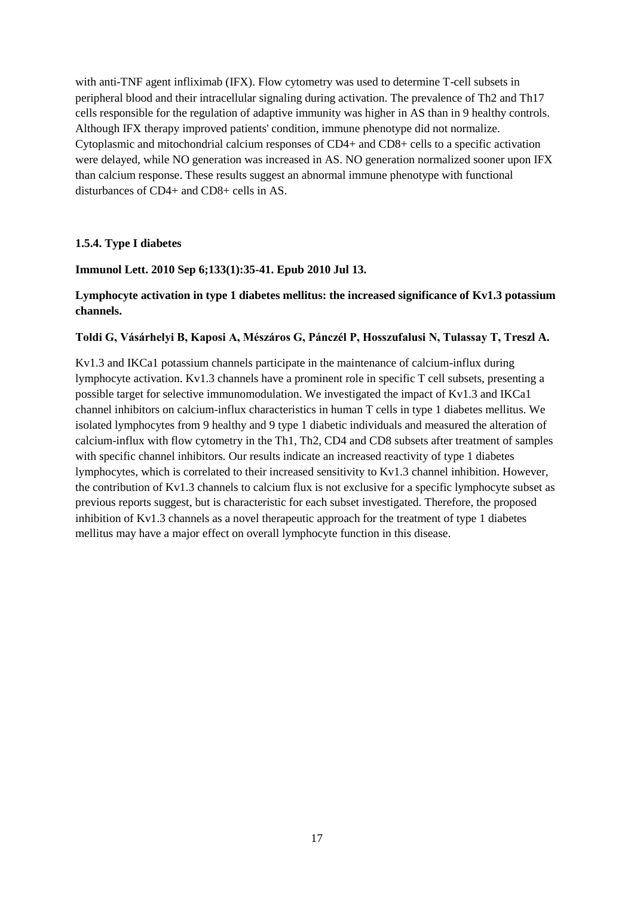with anti-TNF agent infliximab (IFX). Flow cytometry was used to determine T-cell subsets in peripheral blood and their intracellular signaling during activation. The prevalence of Th2 and Th17 cells responsible for the regulation of adaptive immunity was higher in AS than in 9 healthy controls. Although IFX therapy improved patients' condition, immune phenotype did not normalize. Cytoplasmic and mitochondrial calcium responses of CD4+ and CD8+ cells to a specific activation were delayed, while NO generation was increased in AS. NO generation normalized sooner upon IFX than calcium response. These results suggest an abnormal immune phenotype with functional disturbances of CD4+ and CD8+ cells in AS.

#### 1.5.4. Type I diabetes

**Immunol Lett. 2010 Sep 6;133(1):35-41. Epub 2010 Jul 13.**

**Lymphocyte activation in type 1 diabetes mellitus: the increased significance of Kv1.3 potassium channels.**

**Toldi G, Vásárhelyi B, Kaposi A, Mészáros G, Pánczél P, Hosszufalusi N, Tulassay T, Treszl A.**

Kv1.3 and IKCa1 potassium channels participate in the maintenance of calcium-influx during lymphocyte activation. Kv1.3 channels have a prominent role in specific T cell subsets, presenting a possible target for selective immunomodulation. We investigated the impact of Kv1.3 and IKCa1 channel inhibitors on calcium-influx characteristics in human T cells in type 1 diabetes mellitus. We isolated lymphocytes from 9 healthy and 9 type 1 diabetic individuals and measured the alteration of calcium-influx with flow cytometry in the Th1, Th2, CD4 and CD8 subsets after treatment of samples with specific channel inhibitors. Our results indicate an increased reactivity of type 1 diabetes lymphocytes, which is correlated to their increased sensitivity to Kv1.3 channel inhibition. However, the contribution of Kv1.3 channels to calcium flux is not exclusive for a specific lymphocyte subset as previous reports suggest, but is characteristic for each subset investigated. Therefore, the proposed inhibition of Kv1.3 channels as a novel therapeutic approach for the treatment of type 1 diabetes mellitus may have a major effect on overall lymphocyte function in this disease.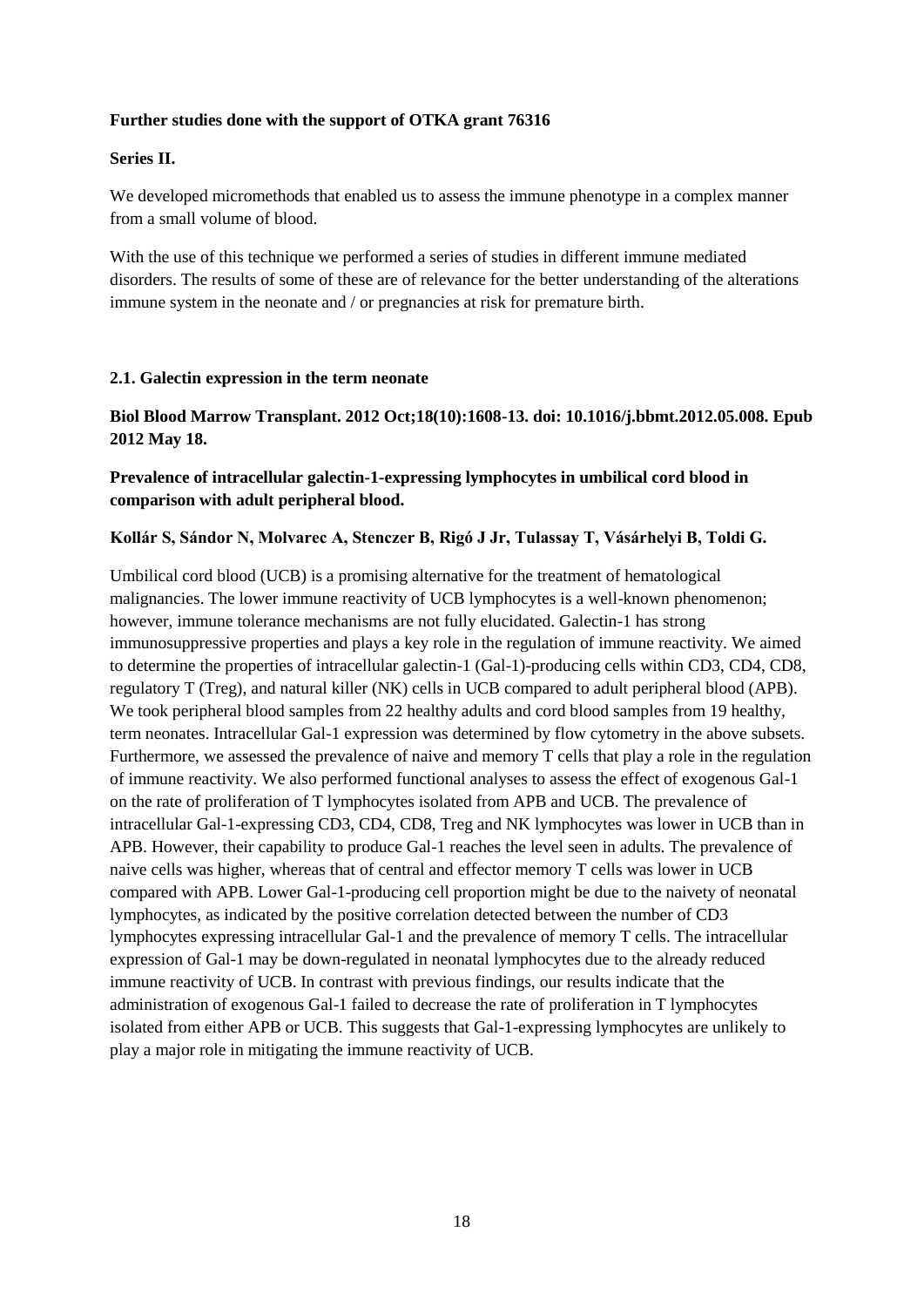**Further studies done with the support of OTKA grant 76316**

**Series II.**

We developed micromethods that enabled us to assess the immune phenotype in a complex manner from a small volume of blood.

With the use of this technique we performed a series of studies in different immune mediated disorders. The results of some of these are of relevance for the better understanding of the alterations immune system in the neonate and / or pregnancies at risk for premature birth.

**2.1. Galectin expression in the term neonate**

**Biol Blood Marrow Transplant. 2012 Oct;18(10):1608-13. doi: 10.1016/j.bbmt.2012.05.008. Epub 2012 May 18.**

**Prevalence of intracellular galectin-1-expressing lymphocytes in umbilical cord blood in comparison with adult peripheral blood.**

**Kollár S, Sándor N, Molvarec A, Stenczer B, Rigó J Jr, Tulassay T, Vásárhelyi B, Toldi G.**

Umbilical cord blood (UCB) is a promising alternative for the treatment of hematological malignancies. The lower immune reactivity of UCB lymphocytes is a well-known phenomenon; however, immune tolerance mechanisms are not fully elucidated. Galectin-1 has strong immunosuppressive properties and plays a key role in the regulation of immune reactivity. We aimed to determine the properties of intracellular galectin-1 (Gal-1)-producing cells within CD3, CD4, CD8, regulatory T (Treg), and natural killer (NK) cells in UCB compared to adult peripheral blood (APB). We took peripheral blood samples from 22 healthy adults and cord blood samples from 19 healthy, term neonates. Intracellular Gal-1 expression was determined by flow cytometry in the above subsets. Furthermore, we assessed the prevalence of naive and memory T cells that play a role in the regulation of immune reactivity. We also performed functional analyses to assess the effect of exogenous Gal-1 on the rate of proliferation of T lymphocytes isolated from APB and UCB. The prevalence of intracellular Gal-1-expressing CD3, CD4, CD8, Treg and NK lymphocytes was lower in UCB than in APB. However, their capability to produce Gal-1 reaches the level seen in adults. The prevalence of naive cells was higher, whereas that of central and effector memory T cells was lower in UCB compared with APB. Lower Gal-1-producing cell proportion might be due to the naivety of neonatal lymphocytes, as indicated by the positive correlation detected between the number of CD3 lymphocytes expressing intracellular Gal-1 and the prevalence of memory T cells. The intracellular expression of Gal-1 may be down-regulated in neonatal lymphocytes due to the already reduced immune reactivity of UCB. In contrast with previous findings, our results indicate that the administration of exogenous Gal-1 failed to decrease the rate of proliferation in T lymphocytes isolated from either APB or UCB. This suggests that Gal-1-expressing lymphocytes are unlikely to play a major role in mitigating the immune reactivity of UCB.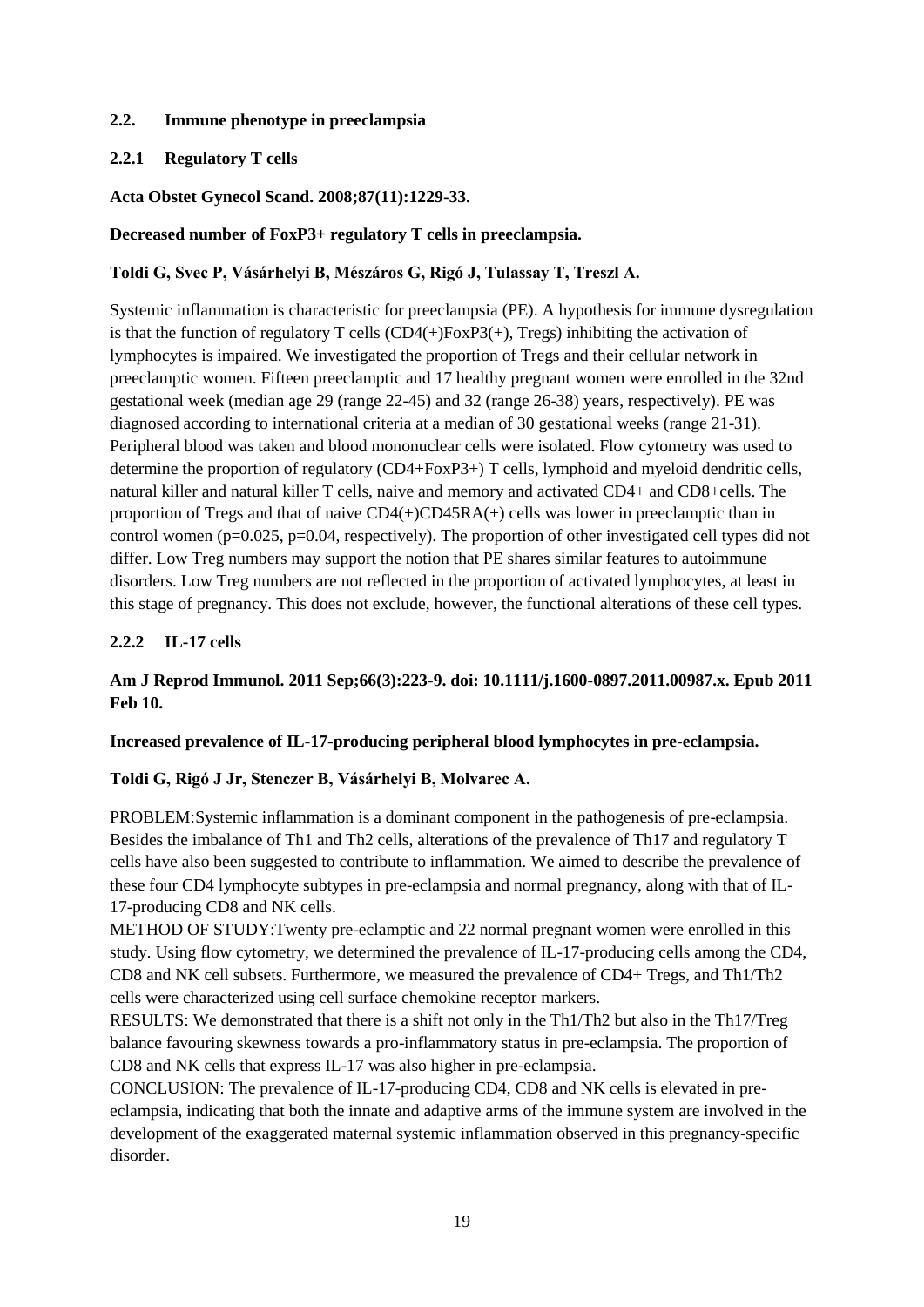## 2.2. Immune phenotype in preeclampsia

### 2.2.1 Regulatory T cells

**Acta Obstet Gynecol Scand. 2008;87(11):1229-33.**

**Decreased number of FoxP3+ regulatory T cells in preeclampsia.**

**Toldi G, Svec P, Vásárhelyi B, Mészáros G, Rigó J, Tulassay T, Treszl A.**

Systemic inflammation is characteristic for preeclampsia (PE). A hypothesis for immune dysregulation is that the function of regulatory T cells (CD4(+)FoxP3(+), Tregs) inhibiting the activation of lymphocytes is impaired. We investigated the proportion of Tregs and their cellular network in preeclamptic women. Fifteen preeclamptic and 17 healthy pregnant women were enrolled in the 32nd gestational week (median age 29 (range 22-45) and 32 (range 26-38) years, respectively). PE was diagnosed according to international criteria at a median of 30 gestational weeks (range 21-31). Peripheral blood was taken and blood mononuclear cells were isolated. Flow cytometry was used to determine the proportion of regulatory (CD4+FoxP3+) T cells, lymphoid and myeloid dendritic cells, natural killer and natural killer T cells, naive and memory and activated CD4+ and CD8+cells. The proportion of Tregs and that of naive CD4(+)CD45RA(+) cells was lower in preeclamptic than in control women ($p=0.025$, $p=0.04$, respectively). The proportion of other investigated cell types did not differ. Low Treg numbers may support the notion that PE shares similar features to autoimmune disorders. Low Treg numbers are not reflected in the proportion of activated lymphocytes, at least in this stage of pregnancy. This does not exclude, however, the functional alterations of these cell types.

### 2.2.2 IL-17 cells

**Am J Reprod Immunol. 2011 Sep;66(3):223-9. doi: 10.1111/j.1600-0897.2011.00987.x. Epub 2011 Feb 10.**

**Increased prevalence of IL-17-producing peripheral blood lymphocytes in pre-eclampsia.**

**Toldi G, Rigó J Jr, Stenczer B, Vásárhelyi B, Molvarec A.**

PROBLEM:Systemic inflammation is a dominant component in the pathogenesis of pre-eclampsia. Besides the imbalance of Th1 and Th2 cells, alterations of the prevalence of Th17 and regulatory T cells have also been suggested to contribute to inflammation. We aimed to describe the prevalence of these four CD4 lymphocyte subtypes in pre-eclampsia and normal pregnancy, along with that of IL-17-producing CD8 and NK cells.

METHOD OF STUDY:Twenty pre-eclamptic and 22 normal pregnant women were enrolled in this study. Using flow cytometry, we determined the prevalence of IL-17-producing cells among the CD4, CD8 and NK cell subsets. Furthermore, we measured the prevalence of CD4+ Tregs, and Th1/Th2 cells were characterized using cell surface chemokine receptor markers.

RESULTS: We demonstrated that there is a shift not only in the Th1/Th2 but also in the Th17/Treg balance favouring skewness towards a pro-inflammatory status in pre-eclampsia. The proportion of CD8 and NK cells that express IL-17 was also higher in pre-eclampsia.

CONCLUSION: The prevalence of IL-17-producing CD4, CD8 and NK cells is elevated in pre-eclampsia, indicating that both the innate and adaptive arms of the immune system are involved in the development of the exaggerated maternal systemic inflammation observed in this pregnancy-specific disorder.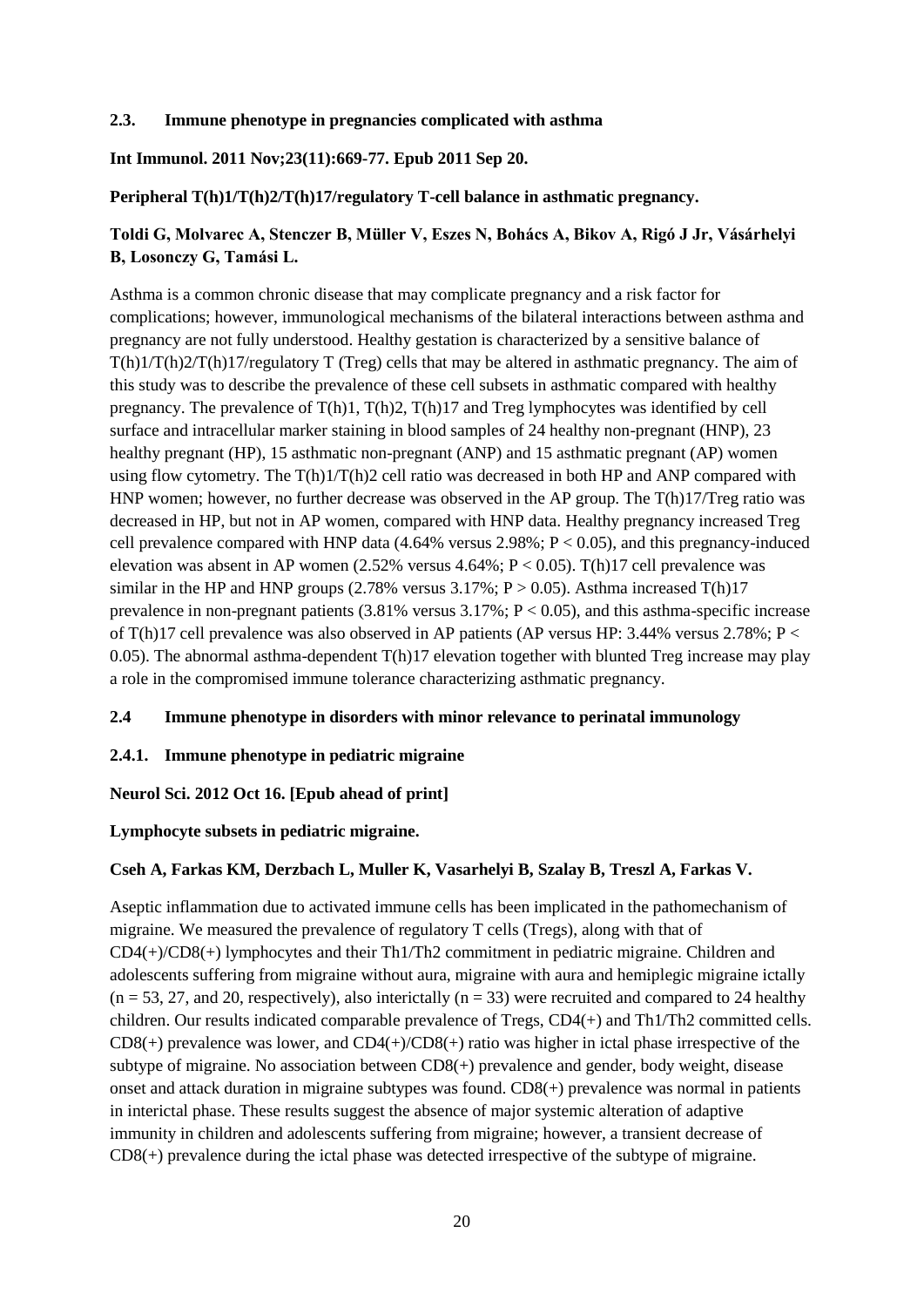### 2.3. Immune phenotype in pregnancies complicated with asthma

**Int Immunol. 2011 Nov;23(11):669-77. Epub 2011 Sep 20.**

**Peripheral T(h)1/T(h)2/T(h)17/regulatory T-cell balance in asthmatic pregnancy.**

**Toldi G, Molvarec A, Stenczer B, Müller V, Eszes N, Bohács A, Bikov A, Rigó J Jr, Vásárhelyi B, Losonczy G, Tamási L.**

Asthma is a common chronic disease that may complicate pregnancy and a risk factor for complications; however, immunological mechanisms of the bilateral interactions between asthma and pregnancy are not fully understood. Healthy gestation is characterized by a sensitive balance of T(h)1/T(h)2/T(h)17/regulatory T (Treg) cells that may be altered in asthmatic pregnancy. The aim of this study was to describe the prevalence of these cell subsets in asthmatic compared with healthy pregnancy. The prevalence of T(h)1, T(h)2, T(h)17 and Treg lymphocytes was identified by cell surface and intracellular marker staining in blood samples of 24 healthy non-pregnant (HNP), 23 healthy pregnant (HP), 15 asthmatic non-pregnant (ANP) and 15 asthmatic pregnant (AP) women using flow cytometry. The T(h)1/T(h)2 cell ratio was decreased in both HP and ANP compared with HNP women; however, no further decrease was observed in the AP group. The T(h)17/Treg ratio was decreased in HP, but not in AP women, compared with HNP data. Healthy pregnancy increased Treg cell prevalence compared with HNP data (4.64% versus 2.98%; $P < 0.05$), and this pregnancy-induced elevation was absent in AP women (2.52% versus 4.64%; $P < 0.05$). T(h)17 cell prevalence was similar in the HP and HNP groups (2.78% versus 3.17%; $P > 0.05$). Asthma increased T(h)17 prevalence in non-pregnant patients (3.81% versus 3.17%; $P < 0.05$), and this asthma-specific increase of T(h)17 cell prevalence was also observed in AP patients (AP versus HP: 3.44% versus 2.78%; $P < 0.05$). The abnormal asthma-dependent T(h)17 elevation together with blunted Treg increase may play a role in the compromised immune tolerance characterizing asthmatic pregnancy.

### 2.4 Immune phenotype in disorders with minor relevance to perinatal immunology

#### 2.4.1. Immune phenotype in pediatric migraine

**Neurol Sci. 2012 Oct 16. [Epub ahead of print]**

**Lymphocyte subsets in pediatric migraine.**

**Cseh A, Farkas KM, Derzbach L, Muller K, Vasarhelyi B, Szalay B, Treszl A, Farkas V.**

Aseptic inflammation due to activated immune cells has been implicated in the pathomechanism of migraine. We measured the prevalence of regulatory T cells (Tregs), along with that of CD4(+)/CD8(+) lymphocytes and their Th1/Th2 commitment in pediatric migraine. Children and adolescents suffering from migraine without aura, migraine with aura and hemiplegic migraine ictally ($n = 53$, 27, and 20, respectively), also interictally ($n = 33$) were recruited and compared to 24 healthy children. Our results indicated comparable prevalence of Tregs, CD4(+) and Th1/Th2 committed cells. CD8(+) prevalence was lower, and CD4(+)/CD8(+) ratio was higher in ictal phase irrespective of the subtype of migraine. No association between CD8(+) prevalence and gender, body weight, disease onset and attack duration in migraine subtypes was found. CD8(+) prevalence was normal in patients in interictal phase. These results suggest the absence of major systemic alteration of adaptive immunity in children and adolescents suffering from migraine; however, a transient decrease of CD8(+) prevalence during the ictal phase was detected irrespective of the subtype of migraine.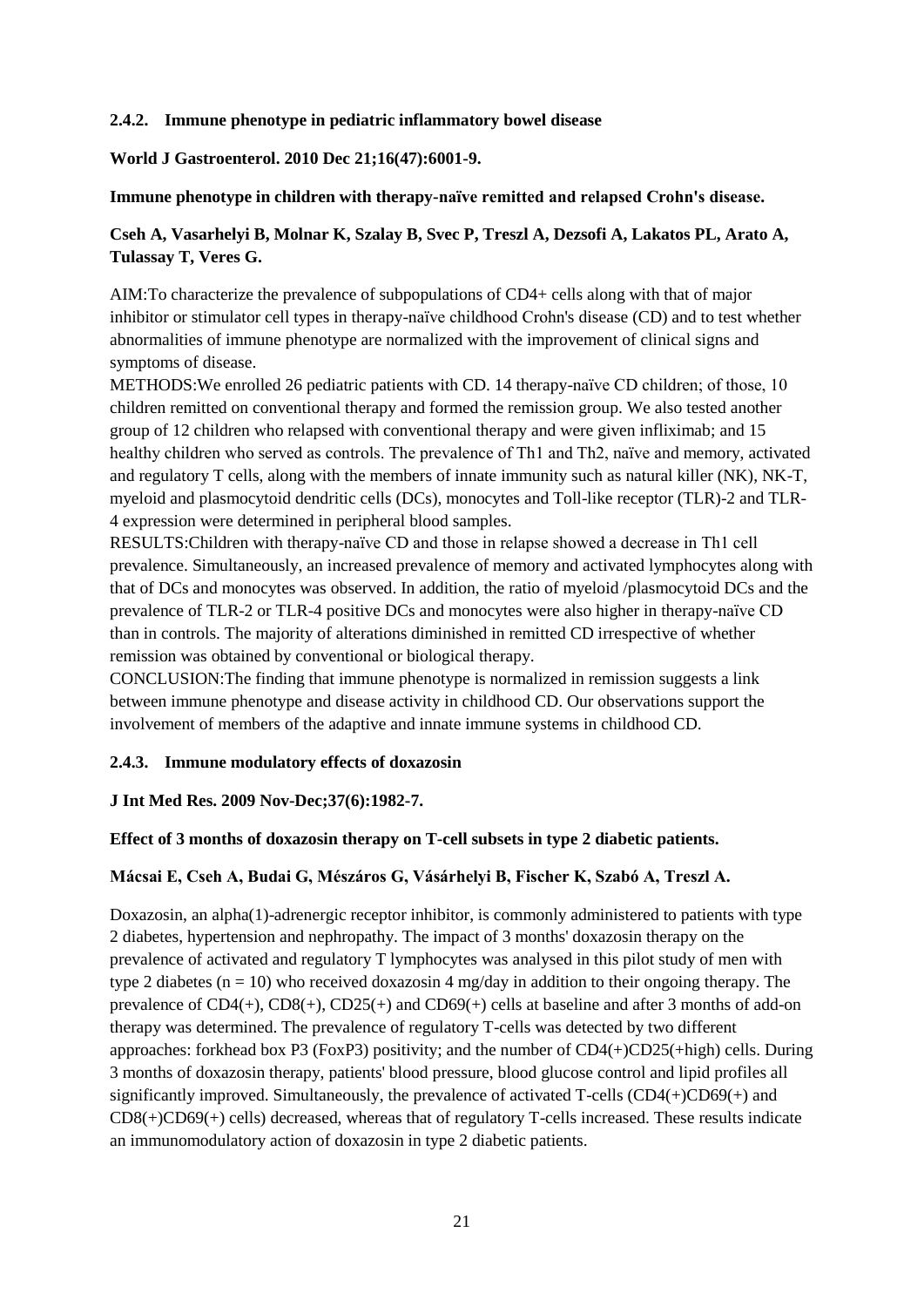### 2.4.2. Immune phenotype in pediatric inflammatory bowel disease

**World J Gastroenterol. 2010 Dec 21;16(47):6001-9.**

**Immune phenotype in children with therapy-naïve remitted and relapsed Crohn's disease.**

**Cseh A, Vasarhelyi B, Molnar K, Szalay B, Svec P, Treszl A, Dezsofi A, Lakatos PL, Arato A, Tulassay T, Veres G.**

AIM:To characterize the prevalence of subpopulations of CD4+ cells along with that of major inhibitor or stimulator cell types in therapy-naïve childhood Crohn's disease (CD) and to test whether abnormalities of immune phenotype are normalized with the improvement of clinical signs and symptoms of disease.
METHODS:We enrolled 26 pediatric patients with CD. 14 therapy-naïve CD children; of those, 10 children remitted on conventional therapy and formed the remission group. We also tested another group of 12 children who relapsed with conventional therapy and were given infliximab; and 15 healthy children who served as controls. The prevalence of Th1 and Th2, naïve and memory, activated and regulatory T cells, along with the members of innate immunity such as natural killer (NK), NK-T, myeloid and plasmocytoid dendritic cells (DCs), monocytes and Toll-like receptor (TLR)-2 and TLR-4 expression were determined in peripheral blood samples.
RESULTS:Children with therapy-naïve CD and those in relapse showed a decrease in Th1 cell prevalence. Simultaneously, an increased prevalence of memory and activated lymphocytes along with that of DCs and monocytes was observed. In addition, the ratio of myeloid /plasmocytoid DCs and the prevalence of TLR-2 or TLR-4 positive DCs and monocytes were also higher in therapy-naïve CD than in controls. The majority of alterations diminished in remitted CD irrespective of whether remission was obtained by conventional or biological therapy.
CONCLUSION:The finding that immune phenotype is normalized in remission suggests a link between immune phenotype and disease activity in childhood CD. Our observations support the involvement of members of the adaptive and innate immune systems in childhood CD.

### 2.4.3. Immune modulatory effects of doxazosin

**J Int Med Res. 2009 Nov-Dec;37(6):1982-7.**

**Effect of 3 months of doxazosin therapy on T-cell subsets in type 2 diabetic patients.**

**Mácsai E, Cseh A, Budai G, Mészáros G, Vásárhelyi B, Fischer K, Szabó A, Treszl A.**

Doxazosin, an alpha(1)-adrenergic receptor inhibitor, is commonly administered to patients with type 2 diabetes, hypertension and nephropathy. The impact of 3 months' doxazosin therapy on the prevalence of activated and regulatory T lymphocytes was analysed in this pilot study of men with type 2 diabetes ($n = 10$) who received doxazosin 4 mg/day in addition to their ongoing therapy. The prevalence of CD4(+), CD8(+), CD25(+) and CD69(+) cells at baseline and after 3 months of add-on therapy was determined. The prevalence of regulatory T-cells was detected by two different approaches: forkhead box P3 (FoxP3) positivity; and the number of CD4(+)CD25(+high) cells. During 3 months of doxazosin therapy, patients' blood pressure, blood glucose control and lipid profiles all significantly improved. Simultaneously, the prevalence of activated T-cells (CD4(+)CD69(+) and CD8(+)CD69(+) cells) decreased, whereas that of regulatory T-cells increased. These results indicate an immunomodulatory action of doxazosin in type 2 diabetic patients.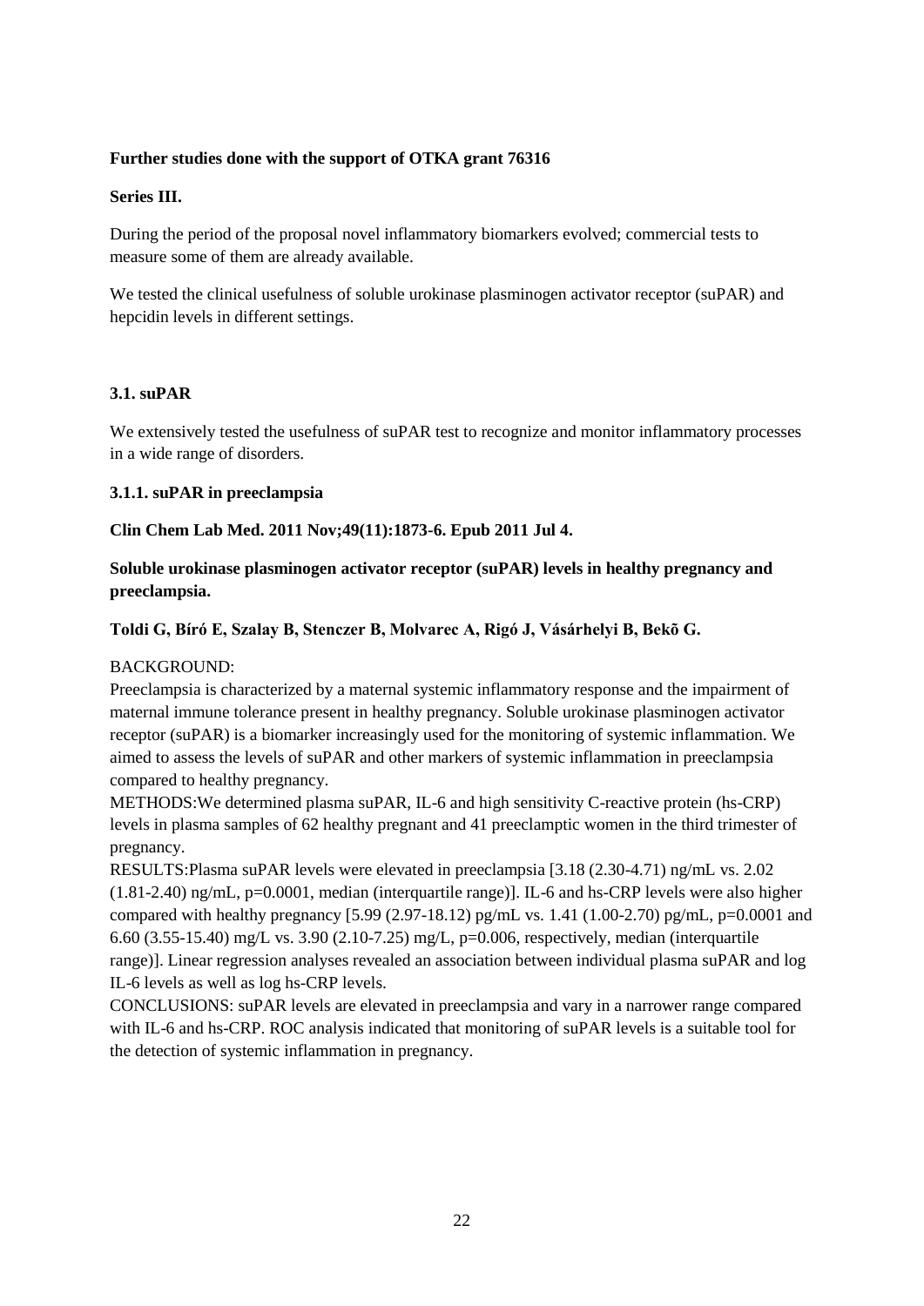**Further studies done with the support of OTKA grant 76316**

**Series III.**

During the period of the proposal novel inflammatory biomarkers evolved; commercial tests to measure some of them are already available.

We tested the clinical usefulness of soluble urokinase plasminogen activator receptor (suPAR) and hepcidin levels in different settings.

### 3.1. suPAR

We extensively tested the usefulness of suPAR test to recognize and monitor inflammatory processes in a wide range of disorders.

#### 3.1.1. suPAR in preeclampsia

**Clin Chem Lab Med. 2011 Nov;49(11):1873-6. Epub 2011 Jul 4.**

**Soluble urokinase plasminogen activator receptor (suPAR) levels in healthy pregnancy and preeclampsia.**

**Toldi G, Bíró E, Szalay B, Stenczer B, Molvarec A, Rigó J, Vásárhelyi B, Bekõ G.**

BACKGROUND:
Preeclampsia is characterized by a maternal systemic inflammatory response and the impairment of maternal immune tolerance present in healthy pregnancy. Soluble urokinase plasminogen activator receptor (suPAR) is a biomarker increasingly used for the monitoring of systemic inflammation. We aimed to assess the levels of suPAR and other markers of systemic inflammation in preeclampsia compared to healthy pregnancy.
METHODS:We determined plasma suPAR, IL-6 and high sensitivity C-reactive protein (hs-CRP) levels in plasma samples of 62 healthy pregnant and 41 preeclamptic women in the third trimester of pregnancy.
RESULTS:Plasma suPAR levels were elevated in preeclampsia [3.18 (2.30-4.71) ng/mL vs. 2.02 (1.81-2.40) ng/mL, p=0.0001, median (interquartile range)]. IL-6 and hs-CRP levels were also higher compared with healthy pregnancy [5.99 (2.97-18.12) pg/mL vs. 1.41 (1.00-2.70) pg/mL, p=0.0001 and 6.60 (3.55-15.40) mg/L vs. 3.90 (2.10-7.25) mg/L, p=0.006, respectively, median (interquartile range)]. Linear regression analyses revealed an association between individual plasma suPAR and log IL-6 levels as well as log hs-CRP levels.
CONCLUSIONS: suPAR levels are elevated in preeclampsia and vary in a narrower range compared with IL-6 and hs-CRP. ROC analysis indicated that monitoring of suPAR levels is a suitable tool for the detection of systemic inflammation in pregnancy.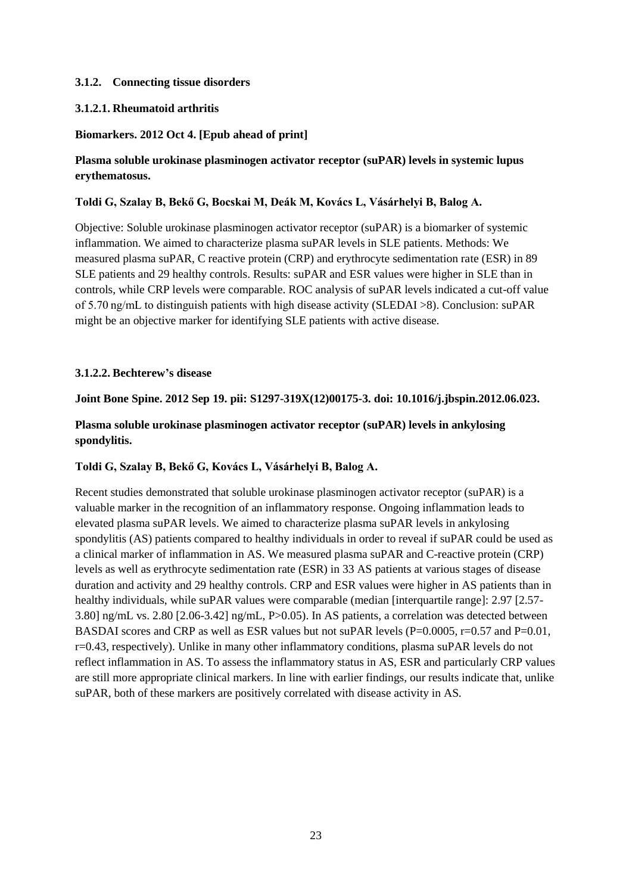### 3.1.2. Connecting tissue disorders

#### 3.1.2.1. Rheumatoid arthritis

**Biomarkers. 2012 Oct 4. [Epub ahead of print]**

**Plasma soluble urokinase plasminogen activator receptor (suPAR) levels in systemic lupus erythematosus.**

**Toldi G, Szalay B, Bekő G, Bocskai M, Deák M, Kovács L, Vásárhelyi B, Balog A.**

Objective: Soluble urokinase plasminogen activator receptor (suPAR) is a biomarker of systemic inflammation. We aimed to characterize plasma suPAR levels in SLE patients. Methods: We measured plasma suPAR, C reactive protein (CRP) and erythrocyte sedimentation rate (ESR) in 89 SLE patients and 29 healthy controls. Results: suPAR and ESR values were higher in SLE than in controls, while CRP levels were comparable. ROC analysis of suPAR levels indicated a cut-off value of 5.70 ng/mL to distinguish patients with high disease activity (SLEDAI >8). Conclusion: suPAR might be an objective marker for identifying SLE patients with active disease.

#### 3.1.2.2. Bechterew's disease

**Joint Bone Spine. 2012 Sep 19. pii: S1297-319X(12)00175-3. doi: 10.1016/j.jbspin.2012.06.023.**

**Plasma soluble urokinase plasminogen activator receptor (suPAR) levels in ankylosing spondylitis.**

**Toldi G, Szalay B, Bekő G, Kovács L, Vásárhelyi B, Balog A.**

Recent studies demonstrated that soluble urokinase plasminogen activator receptor (suPAR) is a valuable marker in the recognition of an inflammatory response. Ongoing inflammation leads to elevated plasma suPAR levels. We aimed to characterize plasma suPAR levels in ankylosing spondylitis (AS) patients compared to healthy individuals in order to reveal if suPAR could be used as a clinical marker of inflammation in AS. We measured plasma suPAR and C-reactive protein (CRP) levels as well as erythrocyte sedimentation rate (ESR) in 33 AS patients at various stages of disease duration and activity and 29 healthy controls. CRP and ESR values were higher in AS patients than in healthy individuals, while suPAR values were comparable (median [interquartile range]: 2.97 [2.57-3.80] ng/mL vs. 2.80 [2.06-3.42] ng/mL, $P>0.05$). In AS patients, a correlation was detected between BASDAI scores and CRP as well as ESR values but not suPAR levels ($P=0.0005$, $r=0.57$ and $P=0.01$, $r=0.43$, respectively). Unlike in many other inflammatory conditions, plasma suPAR levels do not reflect inflammation in AS. To assess the inflammatory status in AS, ESR and particularly CRP values are still more appropriate clinical markers. In line with earlier findings, our results indicate that, unlike suPAR, both of these markers are positively correlated with disease activity in AS.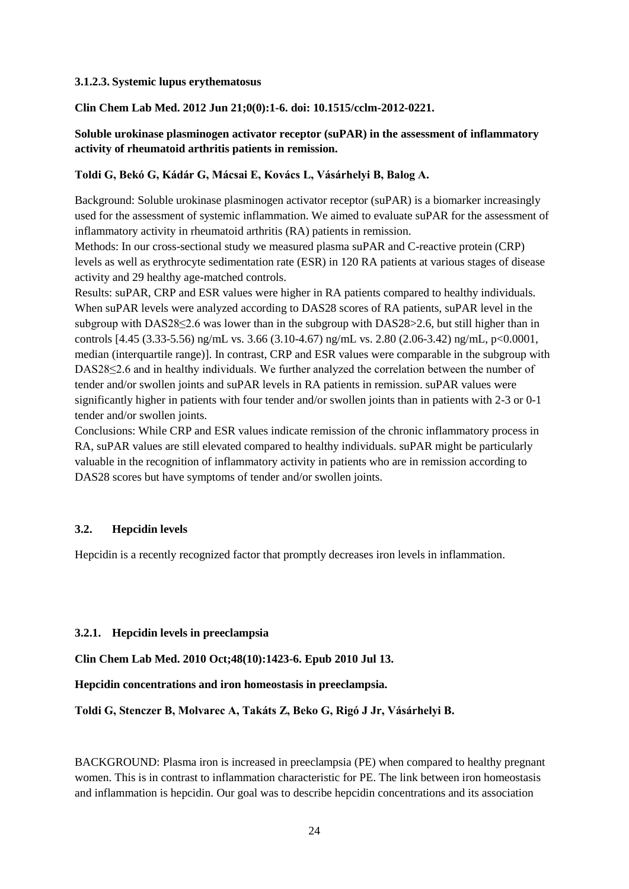### 3.1.2.3. Systemic lupus erythematosus

**Clin Chem Lab Med. 2012 Jun 21;0(0):1-6. doi: 10.1515/cclm-2012-0221.**

**Soluble urokinase plasminogen activator receptor (suPAR) in the assessment of inflammatory activity of rheumatoid arthritis patients in remission.**

**Toldi G, Bekó G, Kádár G, Mácsai E, Kovács L, Vásárhelyi B, Balog A.**

Background: Soluble urokinase plasminogen activator receptor (suPAR) is a biomarker increasingly used for the assessment of systemic inflammation. We aimed to evaluate suPAR for the assessment of inflammatory activity in rheumatoid arthritis (RA) patients in remission.
Methods: In our cross-sectional study we measured plasma suPAR and C-reactive protein (CRP) levels as well as erythrocyte sedimentation rate (ESR) in 120 RA patients at various stages of disease activity and 29 healthy age-matched controls.
Results: suPAR, CRP and ESR values were higher in RA patients compared to healthy individuals. When suPAR levels were analyzed according to DAS28 scores of RA patients, suPAR level in the subgroup with DAS28≤2.6 was lower than in the subgroup with DAS28>2.6, but still higher than in controls [4.45 (3.33-5.56) ng/mL vs. 3.66 (3.10-4.67) ng/mL vs. 2.80 (2.06-3.42) ng/mL, $p<0.0001$, median (interquartile range)]. In contrast, CRP and ESR values were comparable in the subgroup with DAS28≤2.6 and in healthy individuals. We further analyzed the correlation between the number of tender and/or swollen joints and suPAR levels in RA patients in remission. suPAR values were significantly higher in patients with four tender and/or swollen joints than in patients with 2-3 or 0-1 tender and/or swollen joints.
Conclusions: While CRP and ESR values indicate remission of the chronic inflammatory process in RA, suPAR values are still elevated compared to healthy individuals. suPAR might be particularly valuable in the recognition of inflammatory activity in patients who are in remission according to DAS28 scores but have symptoms of tender and/or swollen joints.

## 3.2. Hepcidin levels

Hepcidin is a recently recognized factor that promptly decreases iron levels in inflammation.

### 3.2.1. Hepcidin levels in preeclampsia

**Clin Chem Lab Med. 2010 Oct;48(10):1423-6. Epub 2010 Jul 13.**

**Hepcidin concentrations and iron homeostasis in preeclampsia.**

**Toldi G, Stenczer B, Molvarec A, Takáts Z, Beko G, Rigó J Jr, Vásárhelyi B.**

BACKGROUND: Plasma iron is increased in preeclampsia (PE) when compared to healthy pregnant women. This is in contrast to inflammation characteristic for PE. The link between iron homeostasis and inflammation is hepcidin. Our goal was to describe hepcidin concentrations and its association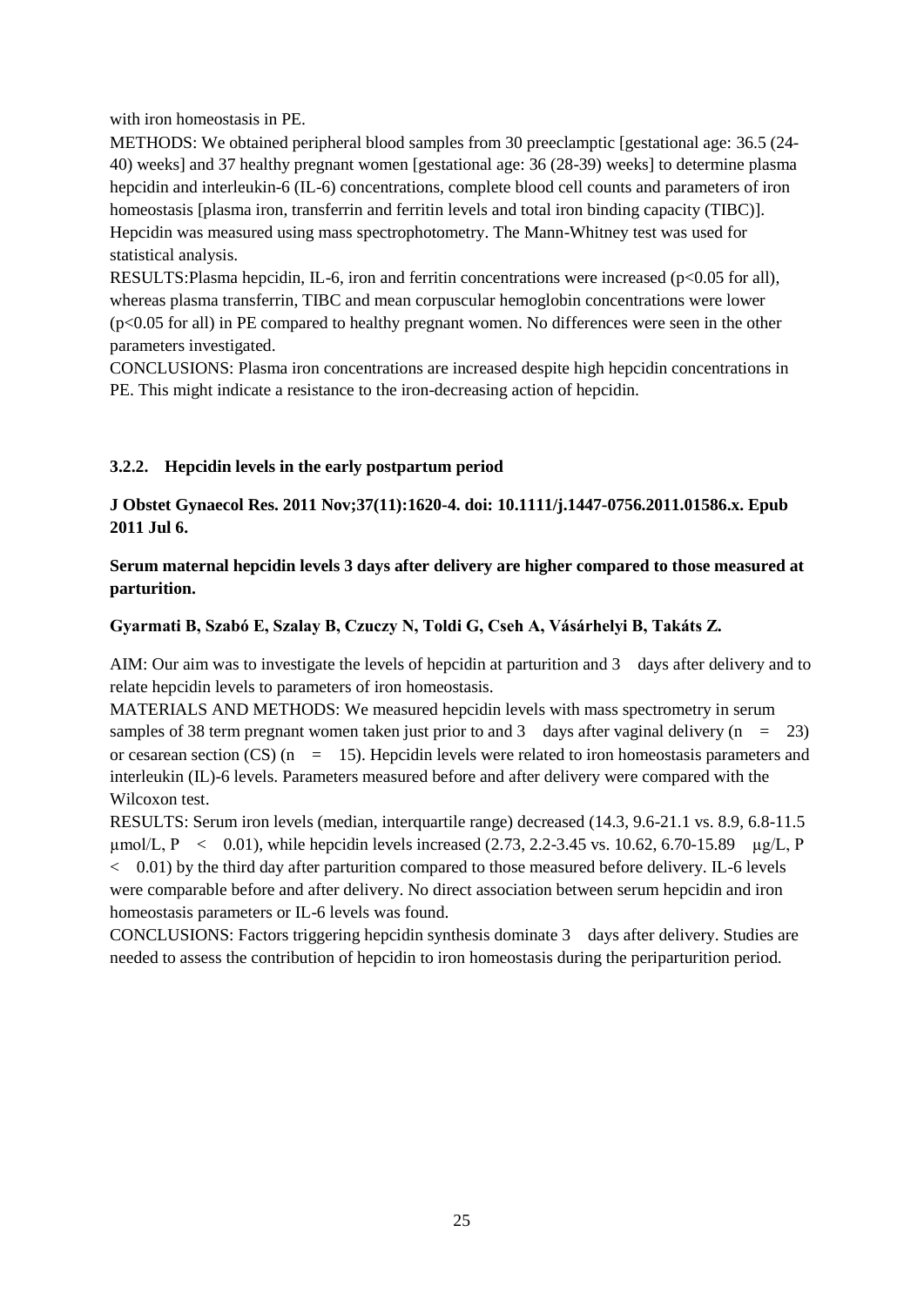with iron homeostasis in PE.

METHODS: We obtained peripheral blood samples from 30 preeclamptic [gestational age: 36.5 (24-40) weeks] and 37 healthy pregnant women [gestational age: 36 (28-39) weeks] to determine plasma hepcidin and interleukin-6 (IL-6) concentrations, complete blood cell counts and parameters of iron homeostasis [plasma iron, transferrin and ferritin levels and total iron binding capacity (TIBC)]. Hepcidin was measured using mass spectrophotometry. The Mann-Whitney test was used for statistical analysis.

RESULTS:Plasma hepcidin, IL-6, iron and ferritin concentrations were increased ($p<0.05$ for all), whereas plasma transferrin, TIBC and mean corpuscular hemoglobin concentrations were lower ($p<0.05$ for all) in PE compared to healthy pregnant women. No differences were seen in the other parameters investigated.

CONCLUSIONS: Plasma iron concentrations are increased despite high hepcidin concentrations in PE. This might indicate a resistance to the iron-decreasing action of hepcidin.

### 3.2.2. Hepcidin levels in the early postpartum period

**J Obstet Gynaecol Res. 2011 Nov;37(11):1620-4. doi: 10.1111/j.1447-0756.2011.01586.x. Epub 2011 Jul 6.**

**Serum maternal hepcidin levels 3 days after delivery are higher compared to those measured at parturition.**

**Gyarmati B, Szabó E, Szalay B, Czuczy N, Toldi G, Cseh A, Vásárhelyi B, Takáts Z.**

AIM: Our aim was to investigate the levels of hepcidin at parturition and 3 days after delivery and to relate hepcidin levels to parameters of iron homeostasis.

MATERIALS AND METHODS: We measured hepcidin levels with mass spectrometry in serum samples of 38 term pregnant women taken just prior to and 3 days after vaginal delivery ($n = 23$) or cesarean section (CS) ($n = 15$). Hepcidin levels were related to iron homeostasis parameters and interleukin (IL)-6 levels. Parameters measured before and after delivery were compared with the Wilcoxon test.

RESULTS: Serum iron levels (median, interquartile range) decreased (14.3, 9.6-21.1 vs. 8.9, 6.8-11.5 μmol/L, $P < 0.01$), while hepcidin levels increased (2.73, 2.2-3.45 vs. 10.62, 6.70-15.89 μg/L, $P < 0.01$) by the third day after parturition compared to those measured before delivery. IL-6 levels were comparable before and after delivery. No direct association between serum hepcidin and iron homeostasis parameters or IL-6 levels was found.

CONCLUSIONS: Factors triggering hepcidin synthesis dominate 3 days after delivery. Studies are needed to assess the contribution of hepcidin to iron homeostasis during the periparturition period.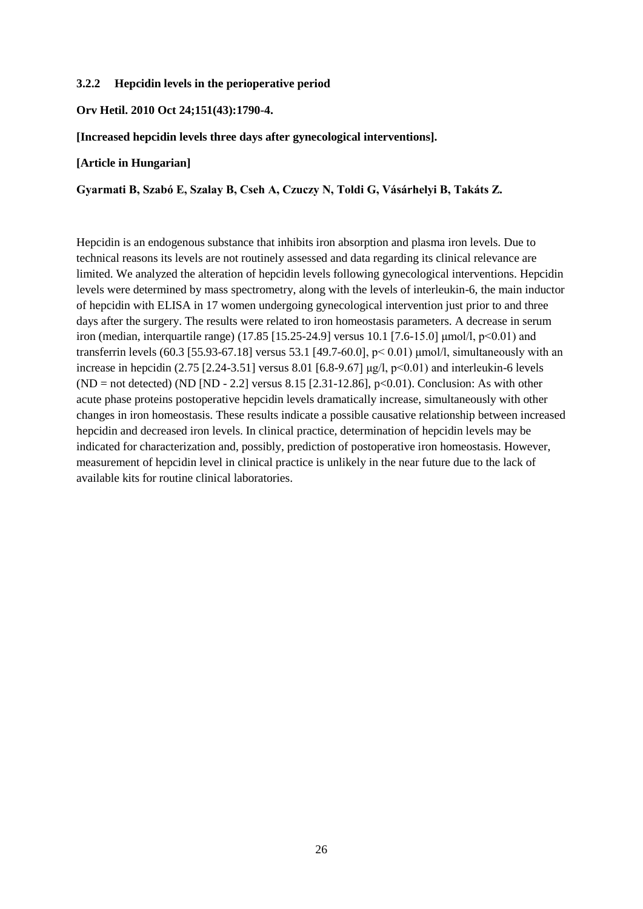### 3.2.2 Hepcidin levels in the perioperative period

**Orv Hetil. 2010 Oct 24;151(43):1790-4.**

**[Increased hepcidin levels three days after gynecological interventions].**

**[Article in Hungarian]**

**Gyarmati B, Szabó E, Szalay B, Cseh A, Czuczy N, Toldi G, Vásárhelyi B, Takáts Z.**

Hepcidin is an endogenous substance that inhibits iron absorption and plasma iron levels. Due to technical reasons its levels are not routinely assessed and data regarding its clinical relevance are limited. We analyzed the alteration of hepcidin levels following gynecological interventions. Hepcidin levels were determined by mass spectrometry, along with the levels of interleukin-6, the main inductor of hepcidin with ELISA in 17 women undergoing gynecological intervention just prior to and three days after the surgery. The results were related to iron homeostasis parameters. A decrease in serum iron (median, interquartile range) (17.85 [15.25-24.9] versus 10.1 [7.6-15.0] μmol/l, $p<0.01$) and transferrin levels (60.3 [55.93-67.18] versus 53.1 [49.7-60.0], $p< 0.01$) μmol/l, simultaneously with an increase in hepcidin (2.75 [2.24-3.51] versus 8.01 [6.8-9.67] μg/l, $p<0.01$) and interleukin-6 levels (ND = not detected) (ND [ND - 2.2] versus 8.15 [2.31-12.86], $p<0.01$). Conclusion: As with other acute phase proteins postoperative hepcidin levels dramatically increase, simultaneously with other changes in iron homeostasis. These results indicate a possible causative relationship between increased hepcidin and decreased iron levels. In clinical practice, determination of hepcidin levels may be indicated for characterization and, possibly, prediction of postoperative iron homeostasis. However, measurement of hepcidin level in clinical practice is unlikely in the near future due to the lack of available kits for routine clinical laboratories.